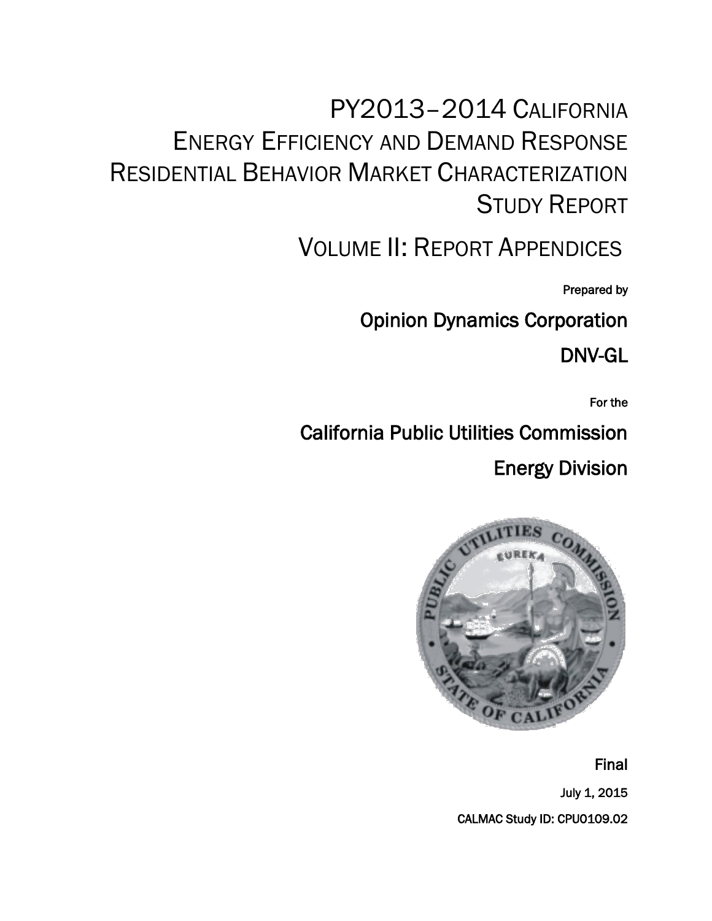# PY2013–2014 California Energy Efficiency and Demand Response Residential Behavior Market Characterization Study Report

## Volume II: Report Appendices

Prepared by

**Opinion Dynamics Corporation**

**DNV-GL**

For the

**California Public Utilities Commission**

**Energy Division**

Final

July 1, 2015

CALMAC Study ID: CPU0109.02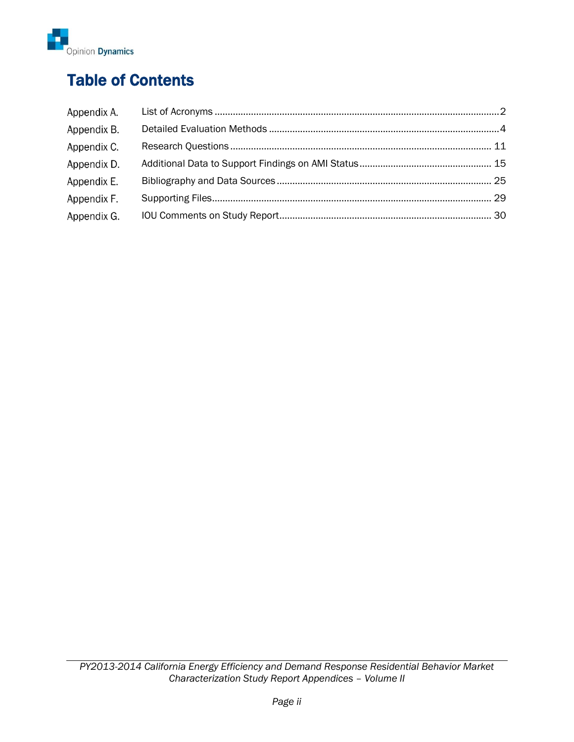# Table of Contents

| | | |
|---|---|---|
| Appendix A. | List of Acronyms | 2 |
| Appendix B. | Detailed Evaluation Methods | 4 |
| Appendix C. | Research Questions | 11 |
| Appendix D. | Additional Data to Support Findings on AMI Status | 15 |
| Appendix E. | Bibliography and Data Sources | 25 |
| Appendix F. | Supporting Files | 29 |
| Appendix G. | IOU Comments on Study Report | 30 |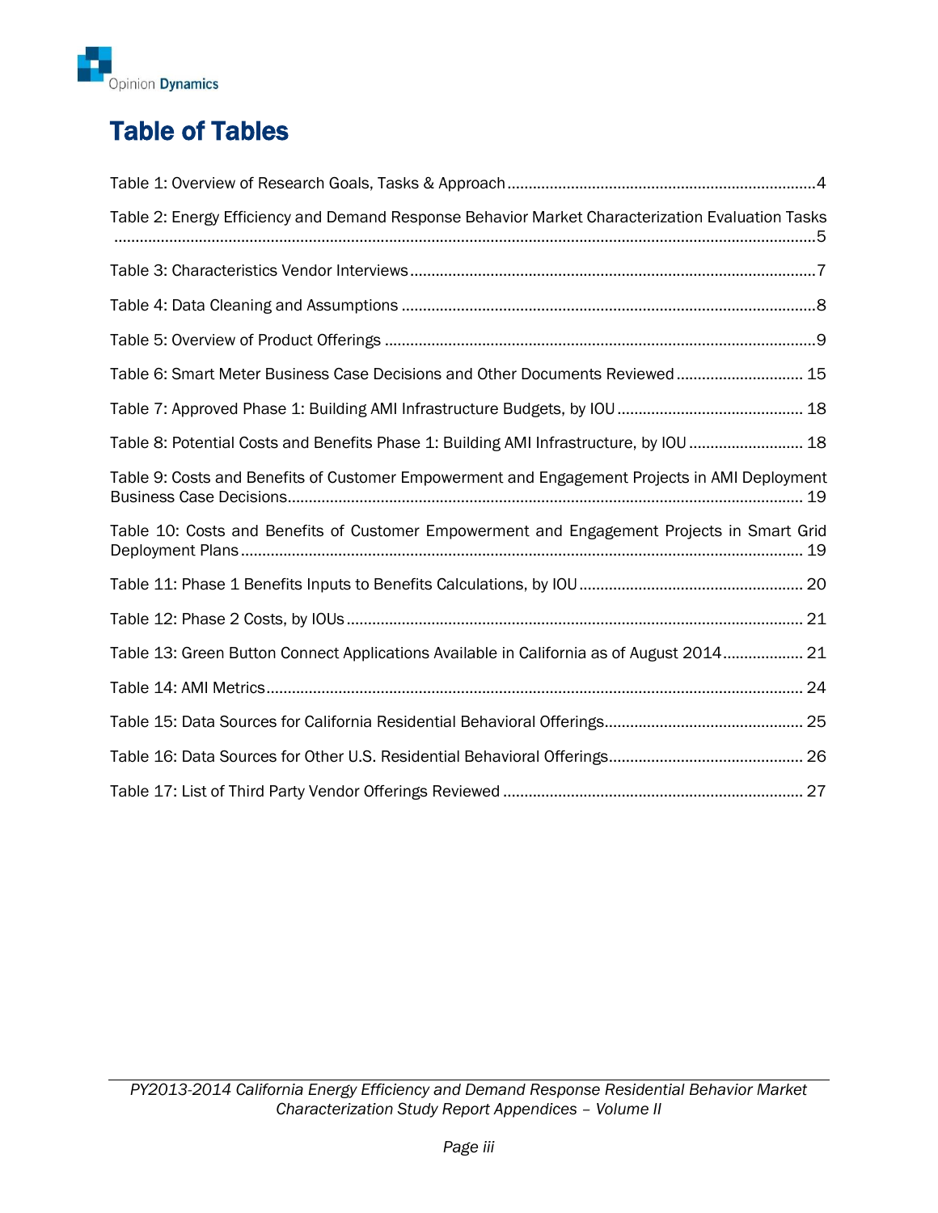# Table of Tables

Table 1: Overview of Research Goals, Tasks & Approach ........................................................................ 4

Table 2: Energy Efficiency and Demand Response Behavior Market Characterization Evaluation Tasks ........................................................................................................................................................ 5

Table 3: Characteristics Vendor Interviews ................................................................................................ 7

Table 4: Data Cleaning and Assumptions .................................................................................................. 8

Table 5: Overview of Product Offerings ..................................................................................................... 9

Table 6: Smart Meter Business Case Decisions and Other Documents Reviewed ............................. 15

Table 7: Approved Phase 1: Building AMI Infrastructure Budgets, by IOU ............................................ 18

Table 8: Potential Costs and Benefits Phase 1: Building AMI Infrastructure, by IOU ........................... 18

Table 9: Costs and Benefits of Customer Empowerment and Engagement Projects in AMI Deployment Business Case Decisions ........................................................................................................................ 19

Table 10: Costs and Benefits of Customer Empowerment and Engagement Projects in Smart Grid Deployment Plans .................................................................................................................................... 19

Table 11: Phase 1 Benefits Inputs to Benefits Calculations, by IOU ..................................................... 20

Table 12: Phase 2 Costs, by IOUs ............................................................................................................ 21

Table 13: Green Button Connect Applications Available in California as of August 2014 ................... 21

Table 14: AMI Metrics ............................................................................................................................... 24

Table 15: Data Sources for California Residential Behavioral Offerings ............................................... 25

Table 16: Data Sources for Other U.S. Residential Behavioral Offerings ............................................. 26

Table 17: List of Third Party Vendor Offerings Reviewed ....................................................................... 27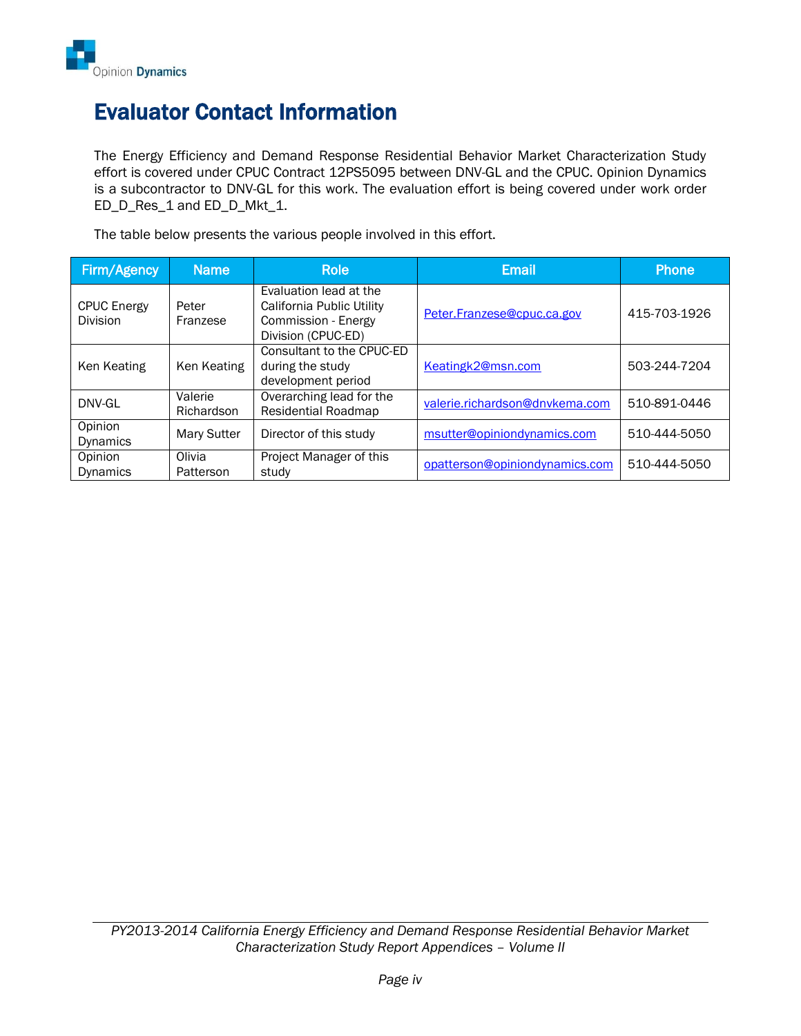# Evaluator Contact Information

The Energy Efficiency and Demand Response Residential Behavior Market Characterization Study effort is covered under CPUC Contract 12PS5095 between DNV-GL and the CPUC. Opinion Dynamics is a subcontractor to DNV-GL for this work. The evaluation effort is being covered under work order ED_D_Res_1 and ED_D_Mkt_1.

The table below presents the various people involved in this effort.

| Firm/Agency | Name | Role | Email | Phone |
|---|---|---|---|---|
| CPUC Energy Division | Peter Franzese | Evaluation lead at the California Public Utility Commission - Energy Division (CPUC-ED) | Peter.Franzese@cpuc.ca.gov | 415-703-1926 |
| Ken Keating | Ken Keating | Consultant to the CPUC-ED during the study development period | Keatingk2@msn.com | 503-244-7204 |
| DNV-GL | Valerie Richardson | Overarching lead for the Residential Roadmap | valerie.richardson@dnvkema.com | 510-891-0446 |
| Opinion Dynamics | Mary Sutter | Director of this study | msutter@opiniondynamics.com | 510-444-5050 |
| Opinion Dynamics | Olivia Patterson | Project Manager of this study | opatterson@opiniondynamics.com | 510-444-5050 |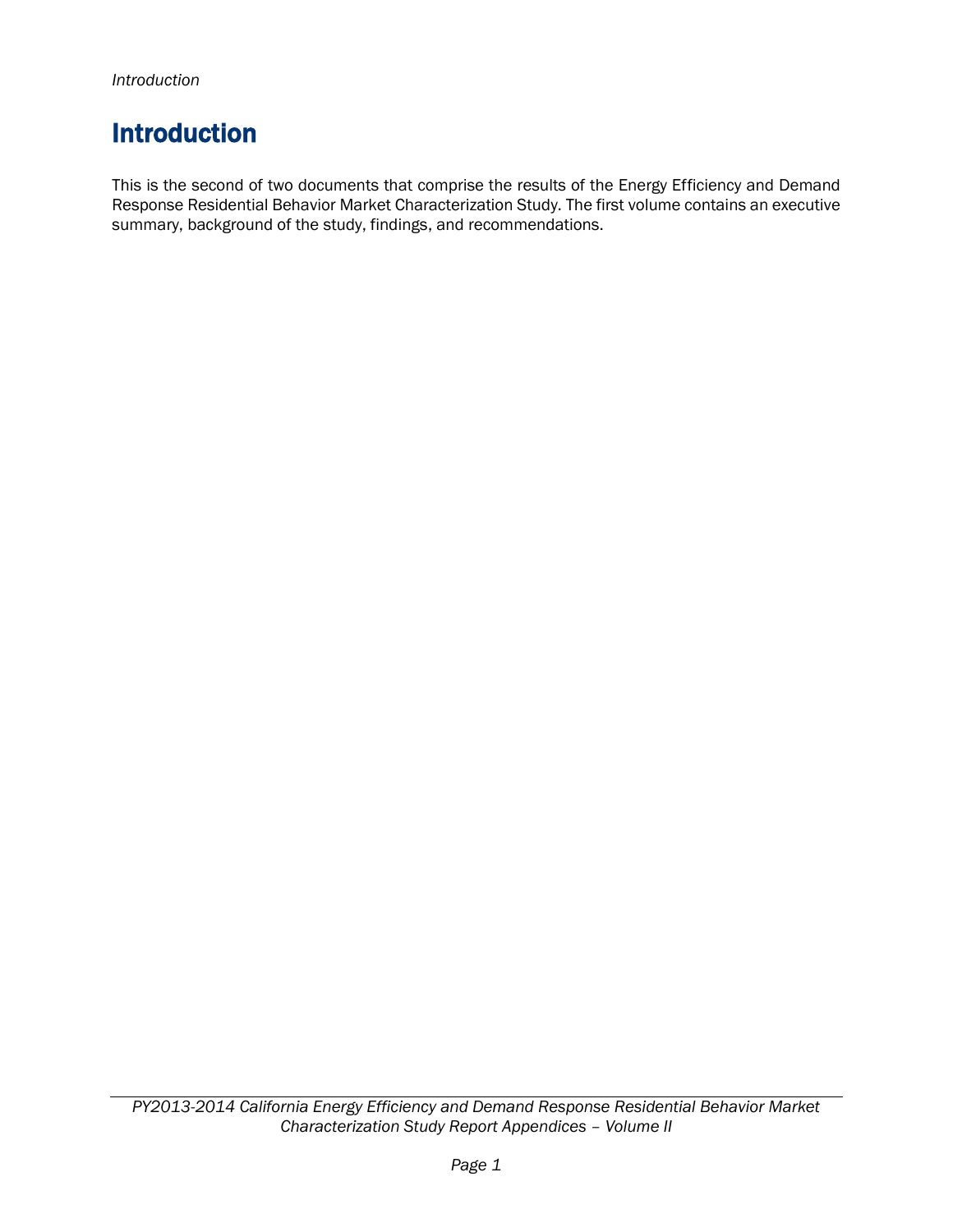# Introduction

This is the second of two documents that comprise the results of the Energy Efficiency and Demand Response Residential Behavior Market Characterization Study. The first volume contains an executive summary, background of the study, findings, and recommendations.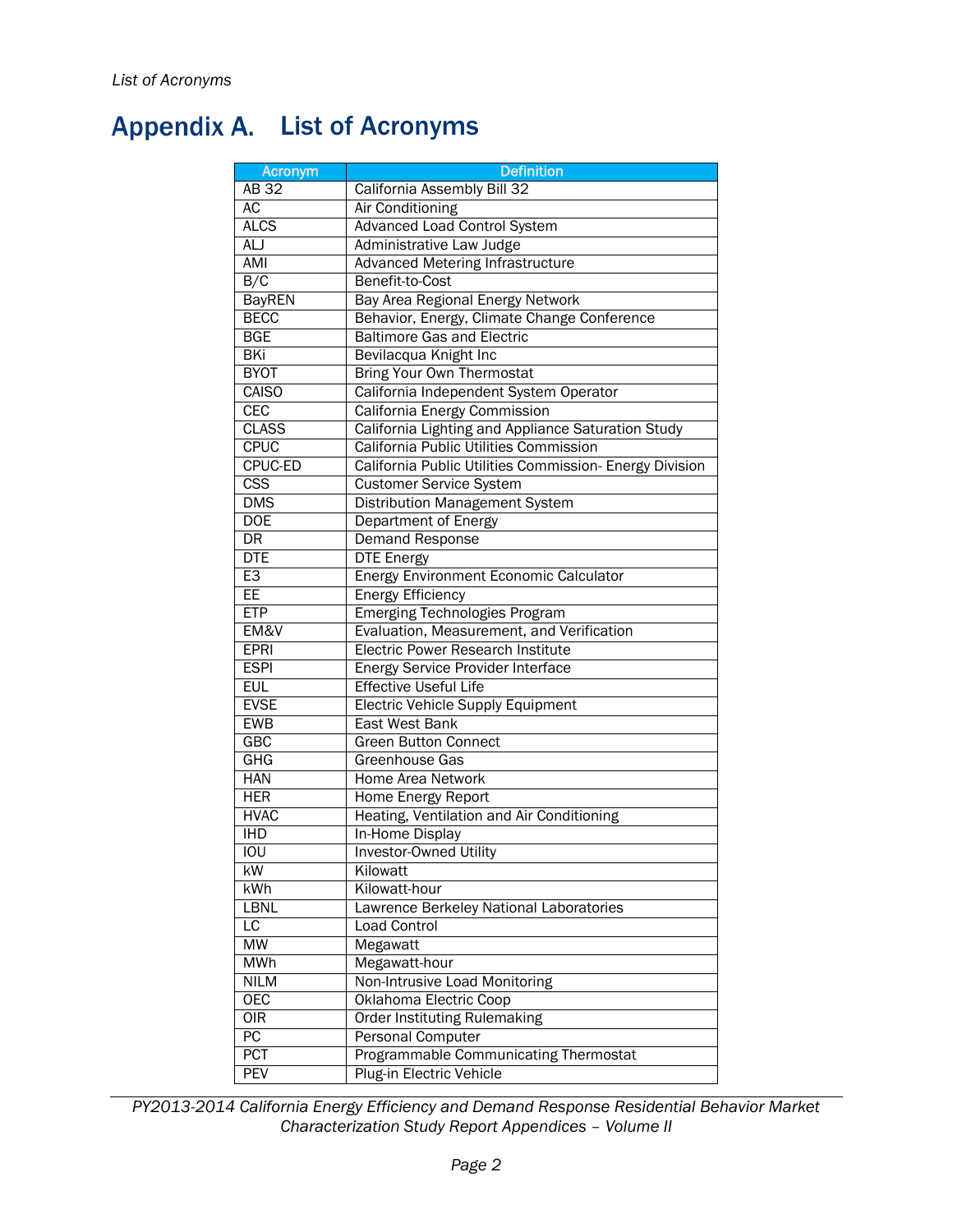# Appendix A. List of Acronyms

| Acronym | Definition |
| --- | --- |
| AB 32 | California Assembly Bill 32 |
| AC | Air Conditioning |
| ALCS | Advanced Load Control System |
| ALJ | Administrative Law Judge |
| AMI | Advanced Metering Infrastructure |
| B/C | Benefit-to-Cost |
| BayREN | Bay Area Regional Energy Network |
| BECC | Behavior, Energy, Climate Change Conference |
| BGE | Baltimore Gas and Electric |
| BKi | Bevilacqua Knight Inc |
| BYOT | Bring Your Own Thermostat |
| CAISO | California Independent System Operator |
| CEC | California Energy Commission |
| CLASS | California Lighting and Appliance Saturation Study |
| CPUC | California Public Utilities Commission |
| CPUC-ED | California Public Utilities Commission- Energy Division |
| CSS | Customer Service System |
| DMS | Distribution Management System |
| DOE | Department of Energy |
| DR | Demand Response |
| DTE | DTE Energy |
| E3 | Energy Environment Economic Calculator |
| EE | Energy Efficiency |
| ETP | Emerging Technologies Program |
| EM&V | Evaluation, Measurement, and Verification |
| EPRI | Electric Power Research Institute |
| ESPI | Energy Service Provider Interface |
| EUL | Effective Useful Life |
| EVSE | Electric Vehicle Supply Equipment |
| EWB | East West Bank |
| GBC | Green Button Connect |
| GHG | Greenhouse Gas |
| HAN | Home Area Network |
| HER | Home Energy Report |
| HVAC | Heating, Ventilation and Air Conditioning |
| IHD | In-Home Display |
| IOU | Investor-Owned Utility |
| kW | Kilowatt |
| kWh | Kilowatt-hour |
| LBNL | Lawrence Berkeley National Laboratories |
| LC | Load Control |
| MW | Megawatt |
| MWh | Megawatt-hour |
| NILM | Non-Intrusive Load Monitoring |
| OEC | Oklahoma Electric Coop |
| OIR | Order Instituting Rulemaking |
| PC | Personal Computer |
| PCT | Programmable Communicating Thermostat |
| PEV | Plug-in Electric Vehicle |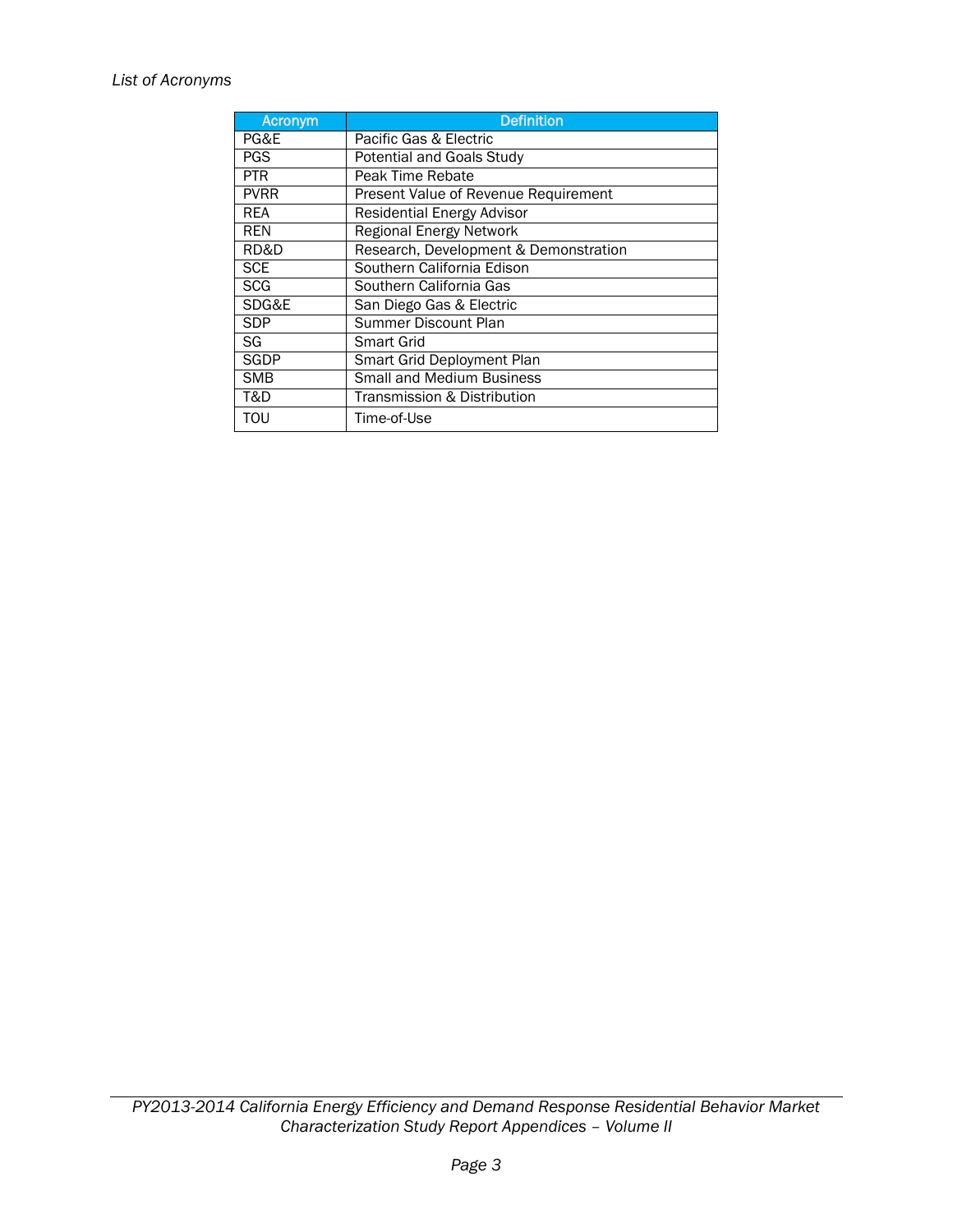*List of Acronyms*

| Acronym | Definition |
|---|---|
| PG&E | Pacific Gas & Electric |
| PGS | Potential and Goals Study |
| PTR | Peak Time Rebate |
| PVRR | Present Value of Revenue Requirement |
| REA | Residential Energy Advisor |
| REN | Regional Energy Network |
| RD&D | Research, Development & Demonstration |
| SCE | Southern California Edison |
| SCG | Southern California Gas |
| SDG&E | San Diego Gas & Electric |
| SDP | Summer Discount Plan |
| SG | Smart Grid |
| SGDP | Smart Grid Deployment Plan |
| SMB | Small and Medium Business |
| T&D | Transmission & Distribution |
| TOU | Time-of-Use |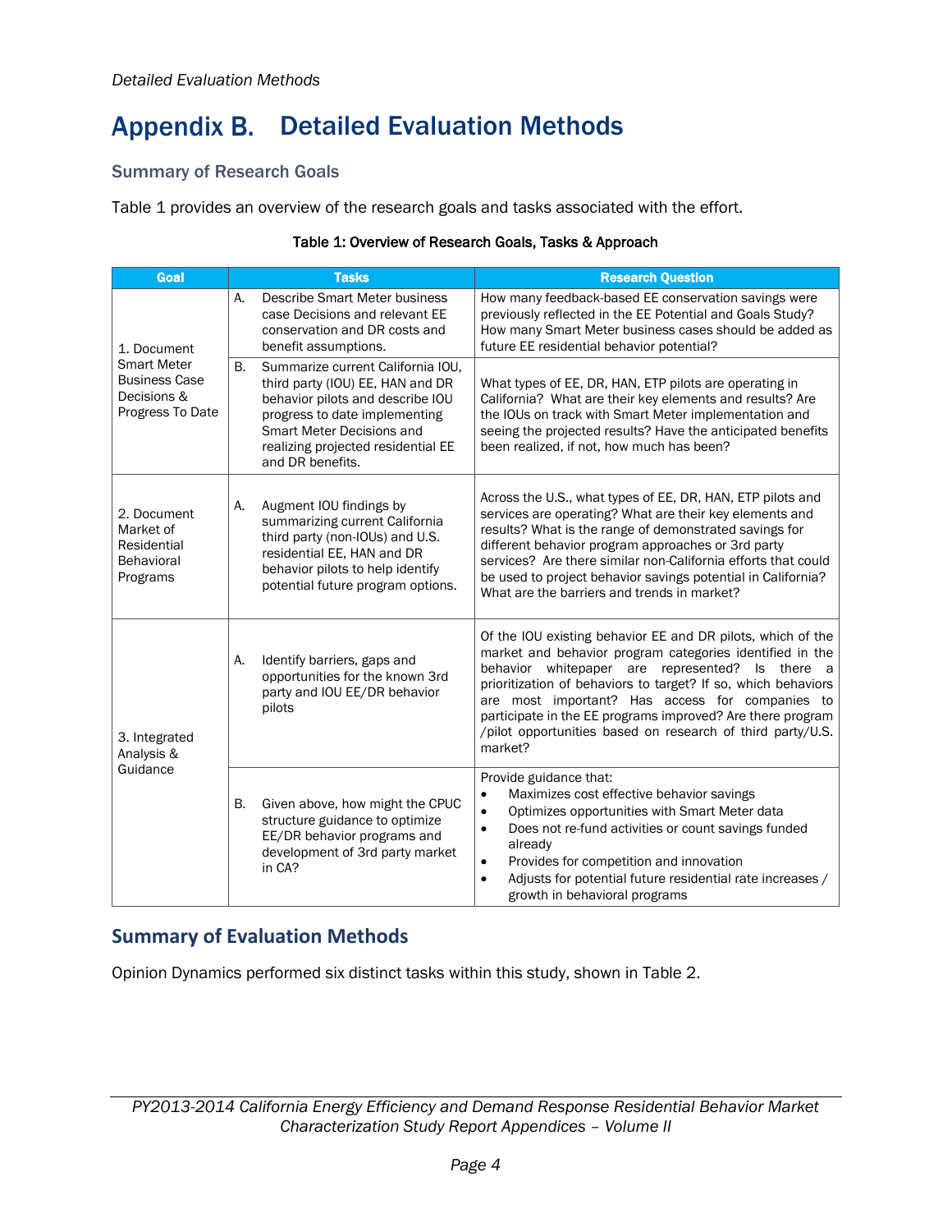# Appendix B. Detailed Evaluation Methods

## Summary of Research Goals

Table 1 provides an overview of the research goals and tasks associated with the effort.

**Table 1: Overview of Research Goals, Tasks & Approach**

| Goal | Tasks | Research Question |
|---|---|---|
| 1. Document Smart Meter Business Case Decisions & Progress To Date | A. Describe Smart Meter business case Decisions and relevant EE conservation and DR costs and benefit assumptions. | How many feedback-based EE conservation savings were previously reflected in the EE Potential and Goals Study? How many Smart Meter business cases should be added as future EE residential behavior potential? |
| | B. Summarize current California IOU, third party (IOU) EE, HAN and DR behavior pilots and describe IOU progress to date implementing Smart Meter Decisions and realizing projected residential EE and DR benefits. | What types of EE, DR, HAN, ETP pilots are operating in California? What are their key elements and results? Are the IOUs on track with Smart Meter implementation and seeing the projected results? Have the anticipated benefits been realized, if not, how much has been? |
| 2. Document Market of Residential Behavioral Programs | A. Augment IOU findings by summarizing current California third party (non-IOUs) and U.S. residential EE, HAN and DR behavior pilots to help identify potential future program options. | Across the U.S., what types of EE, DR, HAN, ETP pilots and services are operating? What are their key elements and results? What is the range of demonstrated savings for different behavior program approaches or 3rd party services? Are there similar non-California efforts that could be used to project behavior savings potential in California? What are the barriers and trends in market? |
| 3. Integrated Analysis & Guidance | A. Identify barriers, gaps and opportunities for the known 3rd party and IOU EE/DR behavior pilots | Of the IOU existing behavior EE and DR pilots, which of the market and behavior program categories identified in the behavior whitepaper are represented? Is there a prioritization of behaviors to target? If so, which behaviors are most important? Has access for companies to participate in the EE programs improved? Are there program /pilot opportunities based on research of third party/U.S. market? |
| | B. Given above, how might the CPUC structure guidance to optimize EE/DR behavior programs and development of 3rd party market in CA? | Provide guidance that:<br>• Maximizes cost effective behavior savings<br>• Optimizes opportunities with Smart Meter data<br>• Does not re-fund activities or count savings funded already<br>• Provides for competition and innovation<br>• Adjusts for potential future residential rate increases / growth in behavioral programs |

## Summary of Evaluation Methods

Opinion Dynamics performed six distinct tasks within this study, shown in Table 2.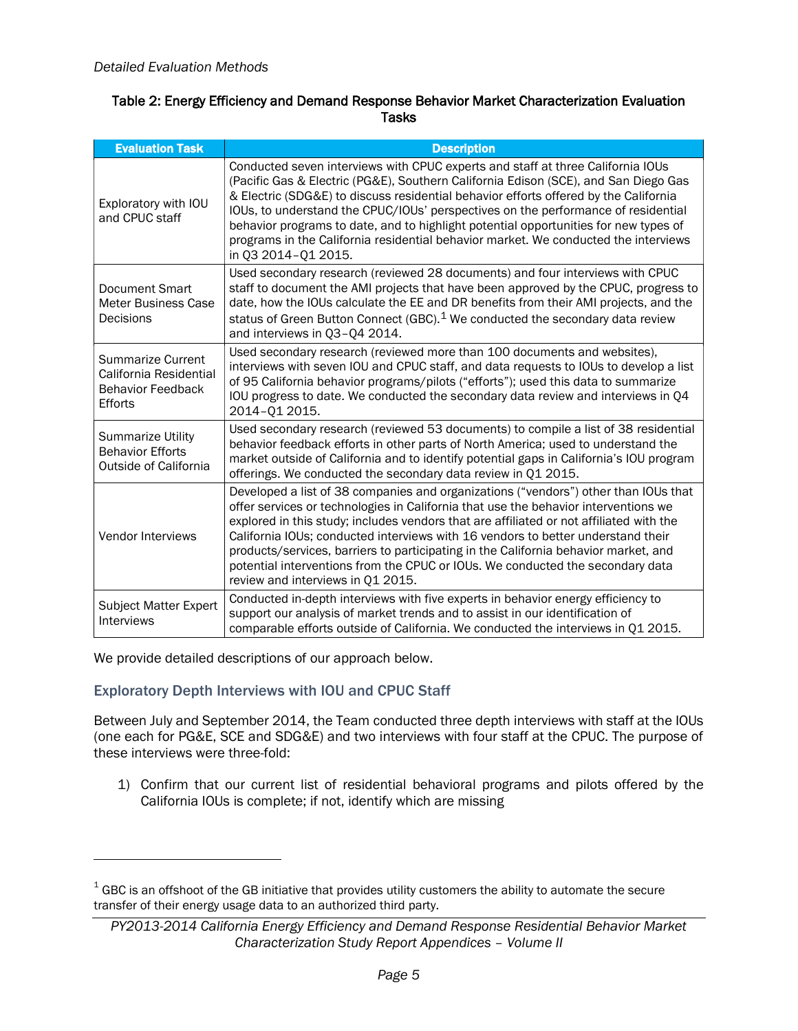*Detailed Evaluation Methods*

**Table 2: Energy Efficiency and Demand Response Behavior Market Characterization Evaluation Tasks**

| Evaluation Task | Description |
|---|---|
| Exploratory with IOU and CPUC staff | Conducted seven interviews with CPUC experts and staff at three California IOUs (Pacific Gas & Electric (PG&E), Southern California Edison (SCE), and San Diego Gas & Electric (SDG&E) to discuss residential behavior efforts offered by the California IOUs, to understand the CPUC/IOUs' perspectives on the performance of residential behavior programs to date, and to highlight potential opportunities for new types of programs in the California residential behavior market. We conducted the interviews in Q3 2014–Q1 2015. |
| Document Smart Meter Business Case Decisions | Used secondary research (reviewed 28 documents) and four interviews with CPUC staff to document the AMI projects that have been approved by the CPUC, progress to date, how the IOUs calculate the EE and DR benefits from their AMI projects, and the status of Green Button Connect (GBC).[1] We conducted the secondary data review and interviews in Q3–Q4 2014. |
| Summarize Current California Residential Behavior Feedback Efforts | Used secondary research (reviewed more than 100 documents and websites), interviews with seven IOU and CPUC staff, and data requests to IOUs to develop a list of 95 California behavior programs/pilots ("efforts"); used this data to summarize IOU progress to date. We conducted the secondary data review and interviews in Q4 2014–Q1 2015. |
| Summarize Utility Behavior Efforts Outside of California | Used secondary research (reviewed 53 documents) to compile a list of 38 residential behavior feedback efforts in other parts of North America; used to understand the market outside of California and to identify potential gaps in California's IOU program offerings. We conducted the secondary data review in Q1 2015. |
| Vendor Interviews | Developed a list of 38 companies and organizations ("vendors") other than IOUs that offer services or technologies in California that use the behavior interventions we explored in this study; includes vendors that are affiliated or not affiliated with the California IOUs; conducted interviews with 16 vendors to better understand their products/services, barriers to participating in the California behavior market, and potential interventions from the CPUC or IOUs. We conducted the secondary data review and interviews in Q1 2015. |
| Subject Matter Expert Interviews | Conducted in-depth interviews with five experts in behavior energy efficiency to support our analysis of market trends and to assist in our identification of comparable efforts outside of California. We conducted the interviews in Q1 2015. |

We provide detailed descriptions of our approach below.

## Exploratory Depth Interviews with IOU and CPUC Staff

Between July and September 2014, the Team conducted three depth interviews with staff at the IOUs (one each for PG&E, SCE and SDG&E) and two interviews with four staff at the CPUC. The purpose of these interviews were three-fold:

1) Confirm that our current list of residential behavioral programs and pilots offered by the California IOUs is complete; if not, identify which are missing

---

[1] GBC is an offshoot of the GB initiative that provides utility customers the ability to automate the secure transfer of their energy usage data to an authorized third party.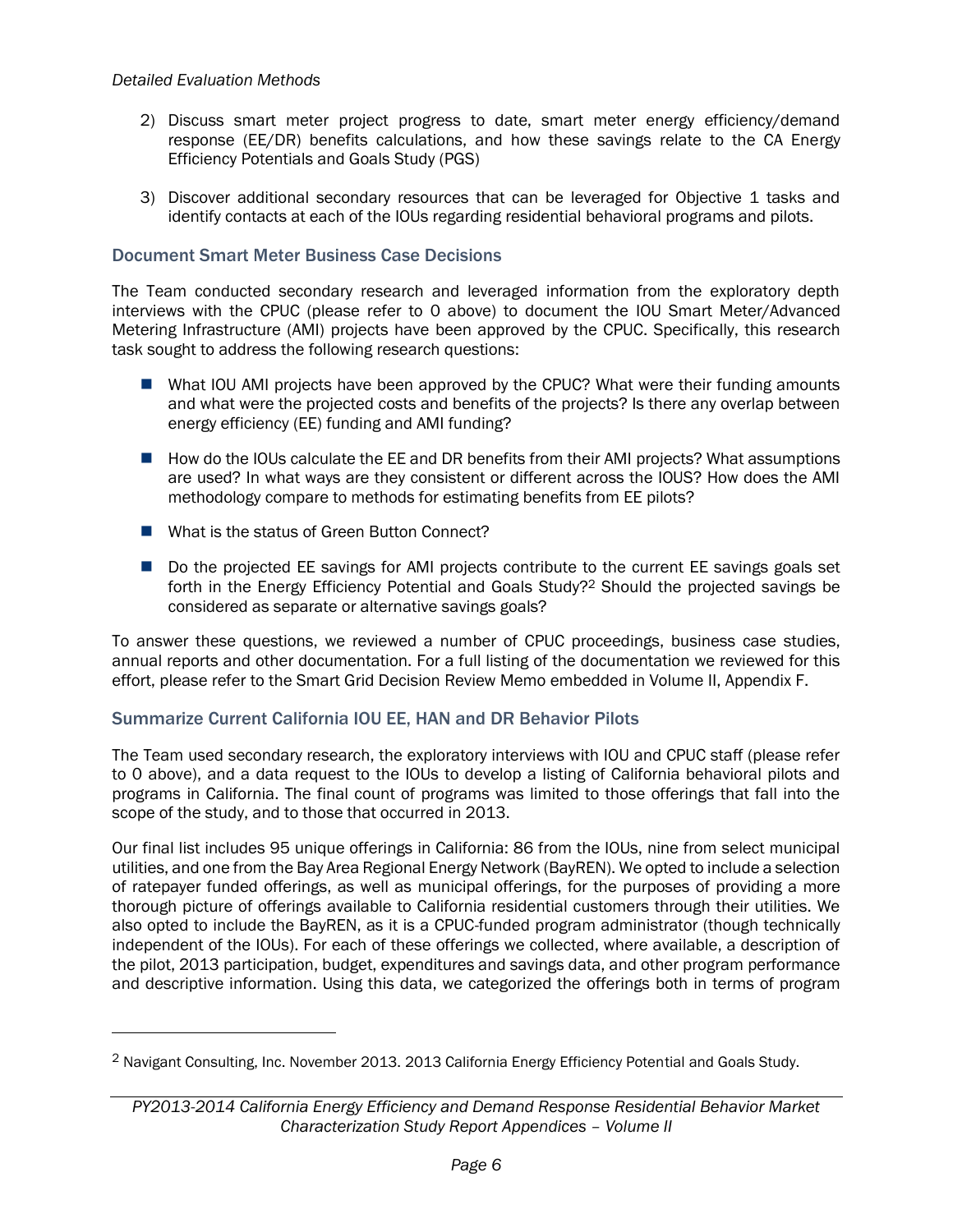*Detailed Evaluation Methods*

2) Discuss smart meter project progress to date, smart meter energy efficiency/demand response (EE/DR) benefits calculations, and how these savings relate to the CA Energy Efficiency Potentials and Goals Study (PGS)

3) Discover additional secondary resources that can be leveraged for Objective 1 tasks and identify contacts at each of the IOUs regarding residential behavioral programs and pilots.

### Document Smart Meter Business Case Decisions

The Team conducted secondary research and leveraged information from the exploratory depth interviews with the CPUC (please refer to 0 above) to document the IOU Smart Meter/Advanced Metering Infrastructure (AMI) projects have been approved by the CPUC. Specifically, this research task sought to address the following research questions:

- What IOU AMI projects have been approved by the CPUC? What were their funding amounts and what were the projected costs and benefits of the projects? Is there any overlap between energy efficiency (EE) funding and AMI funding?
- How do the IOUs calculate the EE and DR benefits from their AMI projects? What assumptions are used? In what ways are they consistent or different across the IOUS? How does the AMI methodology compare to methods for estimating benefits from EE pilots?
- What is the status of Green Button Connect?
- Do the projected EE savings for AMI projects contribute to the current EE savings goals set forth in the Energy Efficiency Potential and Goals Study?[2] Should the projected savings be considered as separate or alternative savings goals?

To answer these questions, we reviewed a number of CPUC proceedings, business case studies, annual reports and other documentation. For a full listing of the documentation we reviewed for this effort, please refer to the Smart Grid Decision Review Memo embedded in Volume II, Appendix F.

### Summarize Current California IOU EE, HAN and DR Behavior Pilots

The Team used secondary research, the exploratory interviews with IOU and CPUC staff (please refer to 0 above), and a data request to the IOUs to develop a listing of California behavioral pilots and programs in California. The final count of programs was limited to those offerings that fall into the scope of the study, and to those that occurred in 2013.

Our final list includes 95 unique offerings in California: 86 from the IOUs, nine from select municipal utilities, and one from the Bay Area Regional Energy Network (BayREN). We opted to include a selection of ratepayer funded offerings, as well as municipal offerings, for the purposes of providing a more thorough picture of offerings available to California residential customers through their utilities. We also opted to include the BayREN, as it is a CPUC-funded program administrator (though technically independent of the IOUs). For each of these offerings we collected, where available, a description of the pilot, 2013 participation, budget, expenditures and savings data, and other program performance and descriptive information. Using this data, we categorized the offerings both in terms of program

[2] Navigant Consulting, Inc. November 2013. 2013 California Energy Efficiency Potential and Goals Study.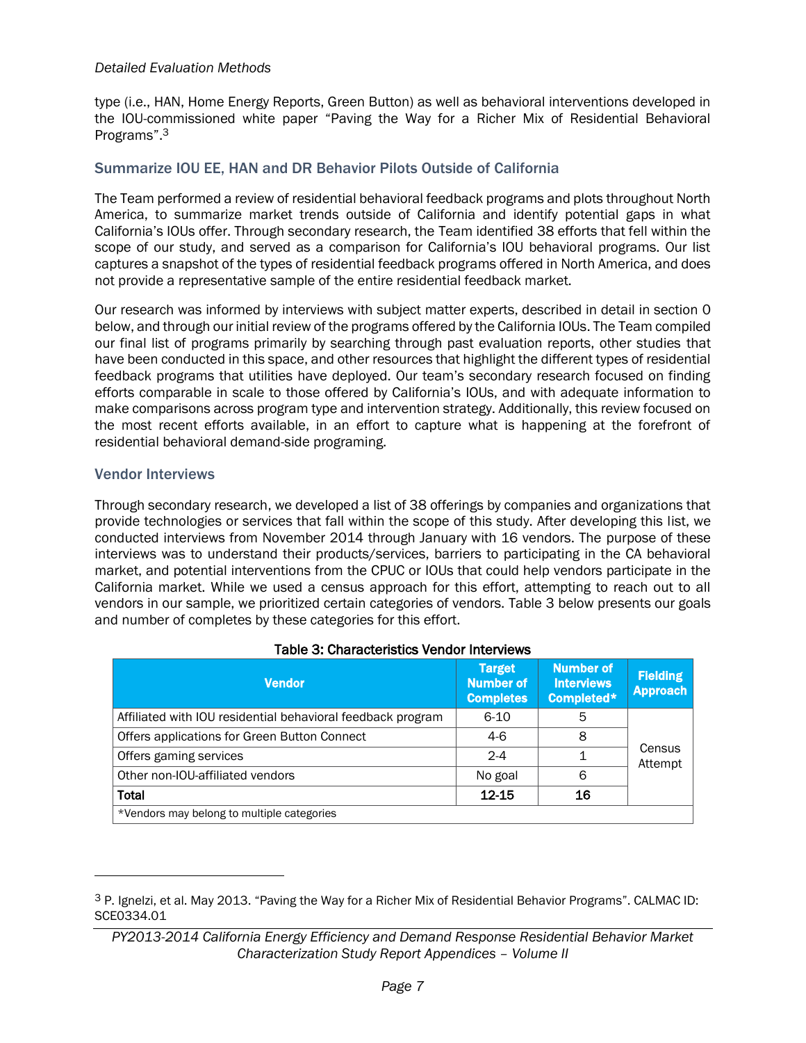type (i.e., HAN, Home Energy Reports, Green Button) as well as behavioral interventions developed in the IOU-commissioned white paper "Paving the Way for a Richer Mix of Residential Behavioral Programs".[3]

### Summarize IOU EE, HAN and DR Behavior Pilots Outside of California

The Team performed a review of residential behavioral feedback programs and plots throughout North America, to summarize market trends outside of California and identify potential gaps in what California's IOUs offer. Through secondary research, the Team identified 38 efforts that fell within the scope of our study, and served as a comparison for California's IOU behavioral programs. Our list captures a snapshot of the types of residential feedback programs offered in North America, and does not provide a representative sample of the entire residential feedback market.

Our research was informed by interviews with subject matter experts, described in detail in section 0 below, and through our initial review of the programs offered by the California IOUs. The Team compiled our final list of programs primarily by searching through past evaluation reports, other studies that have been conducted in this space, and other resources that highlight the different types of residential feedback programs that utilities have deployed. Our team's secondary research focused on finding efforts comparable in scale to those offered by California's IOUs, and with adequate information to make comparisons across program type and intervention strategy. Additionally, this review focused on the most recent efforts available, in an effort to capture what is happening at the forefront of residential behavioral demand-side programing.

### Vendor Interviews

Through secondary research, we developed a list of 38 offerings by companies and organizations that provide technologies or services that fall within the scope of this study. After developing this list, we conducted interviews from November 2014 through January with 16 vendors. The purpose of these interviews was to understand their products/services, barriers to participating in the CA behavioral market, and potential interventions from the CPUC or IOUs that could help vendors participate in the California market. While we used a census approach for this effort, attempting to reach out to all vendors in our sample, we prioritized certain categories of vendors. Table 3 below presents our goals and number of completes by these categories for this effort.

**Table 3: Characteristics Vendor Interviews**

| Vendor | Target Number of Completes | Number of Interviews Completed* | Fielding Approach |
|---|---|---|---|
| Affiliated with IOU residential behavioral feedback program | 6-10 | 5 | Census Attempt |
| Offers applications for Green Button Connect | 4-6 | 8 | |
| Offers gaming services | 2-4 | 1 | |
| Other non-IOU-affiliated vendors | No goal | 6 | |
| **Total** | **12-15** | **16** | |
| *Vendors may belong to multiple categories | | | |

[3] P. Ignelzi, et al. May 2013. "Paving the Way for a Richer Mix of Residential Behavior Programs". CALMAC ID: SCE0334.01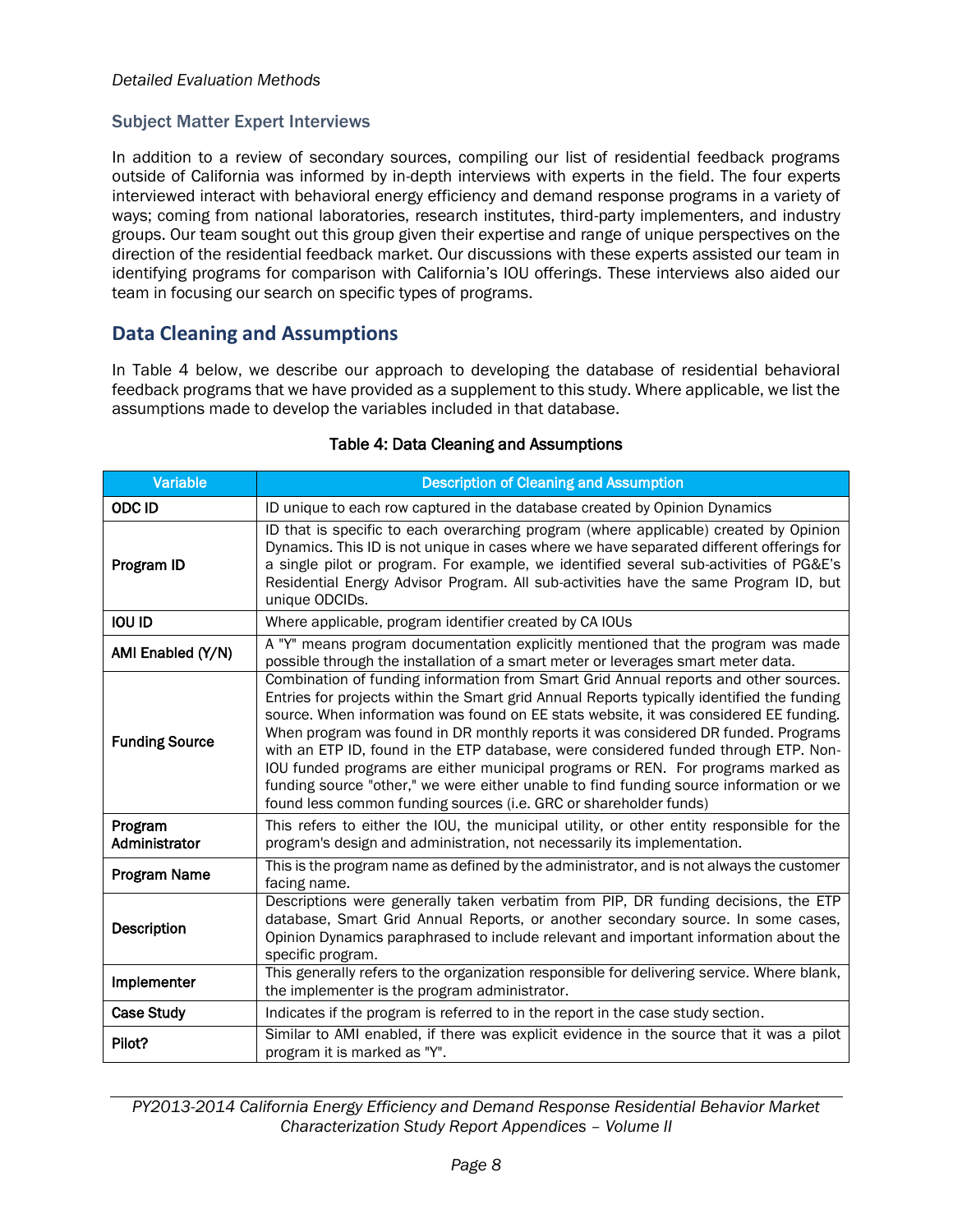## Subject Matter Expert Interviews

In addition to a review of secondary sources, compiling our list of residential feedback programs outside of California was informed by in-depth interviews with experts in the field. The four experts interviewed interact with behavioral energy efficiency and demand response programs in a variety of ways; coming from national laboratories, research institutes, third-party implementers, and industry groups. Our team sought out this group given their expertise and range of unique perspectives on the direction of the residential feedback market. Our discussions with these experts assisted our team in identifying programs for comparison with California's IOU offerings. These interviews also aided our team in focusing our search on specific types of programs.

# Data Cleaning and Assumptions

In Table 4 below, we describe our approach to developing the database of residential behavioral feedback programs that we have provided as a supplement to this study. Where applicable, we list the assumptions made to develop the variables included in that database.

**Table 4: Data Cleaning and Assumptions**

| Variable | Description of Cleaning and Assumption |
|---|---|
| **ODC ID** | ID unique to each row captured in the database created by Opinion Dynamics |
| **Program ID** | ID that is specific to each overarching program (where applicable) created by Opinion Dynamics. This ID is not unique in cases where we have separated different offerings for a single pilot or program. For example, we identified several sub-activities of PG&E's Residential Energy Advisor Program. All sub-activities have the same Program ID, but unique ODCIDs. |
| **IOU ID** | Where applicable, program identifier created by CA IOUs |
| **AMI Enabled (Y/N)** | A "Y" means program documentation explicitly mentioned that the program was made possible through the installation of a smart meter or leverages smart meter data. |
| **Funding Source** | Combination of funding information from Smart Grid Annual reports and other sources. Entries for projects within the Smart grid Annual Reports typically identified the funding source. When information was found on EE stats website, it was considered EE funding. When program was found in DR monthly reports it was considered DR funded. Programs with an ETP ID, found in the ETP database, were considered funded through ETP. Non-IOU funded programs are either municipal programs or REN. For programs marked as funding source "other," we were either unable to find funding source information or we found less common funding sources (i.e. GRC or shareholder funds) |
| **Program Administrator** | This refers to either the IOU, the municipal utility, or other entity responsible for the program's design and administration, not necessarily its implementation. |
| **Program Name** | This is the program name as defined by the administrator, and is not always the customer facing name. |
| **Description** | Descriptions were generally taken verbatim from PIP, DR funding decisions, the ETP database, Smart Grid Annual Reports, or another secondary source. In some cases, Opinion Dynamics paraphrased to include relevant and important information about the specific program. |
| **Implementer** | This generally refers to the organization responsible for delivering service. Where blank, the implementer is the program administrator. |
| **Case Study** | Indicates if the program is referred to in the report in the case study section. |
| **Pilot?** | Similar to AMI enabled, if there was explicit evidence in the source that it was a pilot program it is marked as "Y". |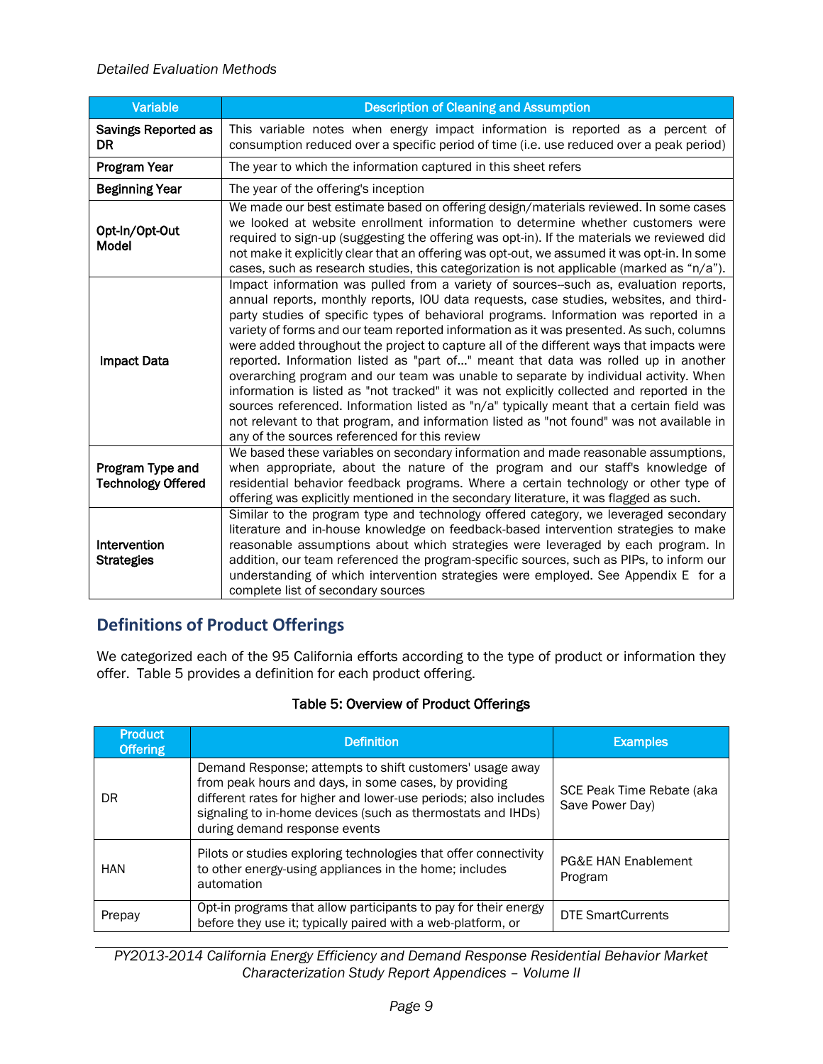| Variable | Description of Cleaning and Assumption |
| --- | --- |
| **Savings Reported as DR** | This variable notes when energy impact information is reported as a percent of consumption reduced over a specific period of time (i.e. use reduced over a peak period) |
| **Program Year** | The year to which the information captured in this sheet refers |
| **Beginning Year** | The year of the offering's inception |
| **Opt-In/Opt-Out Model** | We made our best estimate based on offering design/materials reviewed. In some cases we looked at website enrollment information to determine whether customers were required to sign-up (suggesting the offering was opt-in). If the materials we reviewed did not make it explicitly clear that an offering was opt-out, we assumed it was opt-in. In some cases, such as research studies, this categorization is not applicable (marked as "n/a"). |
| **Impact Data** | Impact information was pulled from a variety of sources--such as, evaluation reports, annual reports, monthly reports, IOU data requests, case studies, websites, and third-party studies of specific types of behavioral programs. Information was reported in a variety of forms and our team reported information as it was presented. As such, columns were added throughout the project to capture all of the different ways that impacts were reported. Information listed as "part of…" meant that data was rolled up in another overarching program and our team was unable to separate by individual activity. When information is listed as "not tracked" it was not explicitly collected and reported in the sources referenced. Information listed as "n/a" typically meant that a certain field was not relevant to that program, and information listed as "not found" was not available in any of the sources referenced for this review |
| **Program Type and Technology Offered** | We based these variables on secondary information and made reasonable assumptions, when appropriate, about the nature of the program and our staff's knowledge of residential behavior feedback programs. Where a certain technology or other type of offering was explicitly mentioned in the secondary literature, it was flagged as such. |
| **Intervention Strategies** | Similar to the program type and technology offered category, we leveraged secondary literature and in-house knowledge on feedback-based intervention strategies to make reasonable assumptions about which strategies were leveraged by each program. In addition, our team referenced the program-specific sources, such as PIPs, to inform our understanding of which intervention strategies were employed. See Appendix E for a complete list of secondary sources |

## Definitions of Product Offerings

We categorized each of the 95 California efforts according to the type of product or information they offer. Table 5 provides a definition for each product offering.

**Table 5: Overview of Product Offerings**

| Product Offering | Definition | Examples |
| --- | --- | --- |
| DR | Demand Response; attempts to shift customers' usage away from peak hours and days, in some cases, by providing different rates for higher and lower-use periods; also includes signaling to in-home devices (such as thermostats and IHDs) during demand response events | SCE Peak Time Rebate (aka Save Power Day) |
| HAN | Pilots or studies exploring technologies that offer connectivity to other energy-using appliances in the home; includes automation | PG&E HAN Enablement Program |
| Prepay | Opt-in programs that allow participants to pay for their energy before they use it; typically paired with a web-platform, or | DTE SmartCurrents |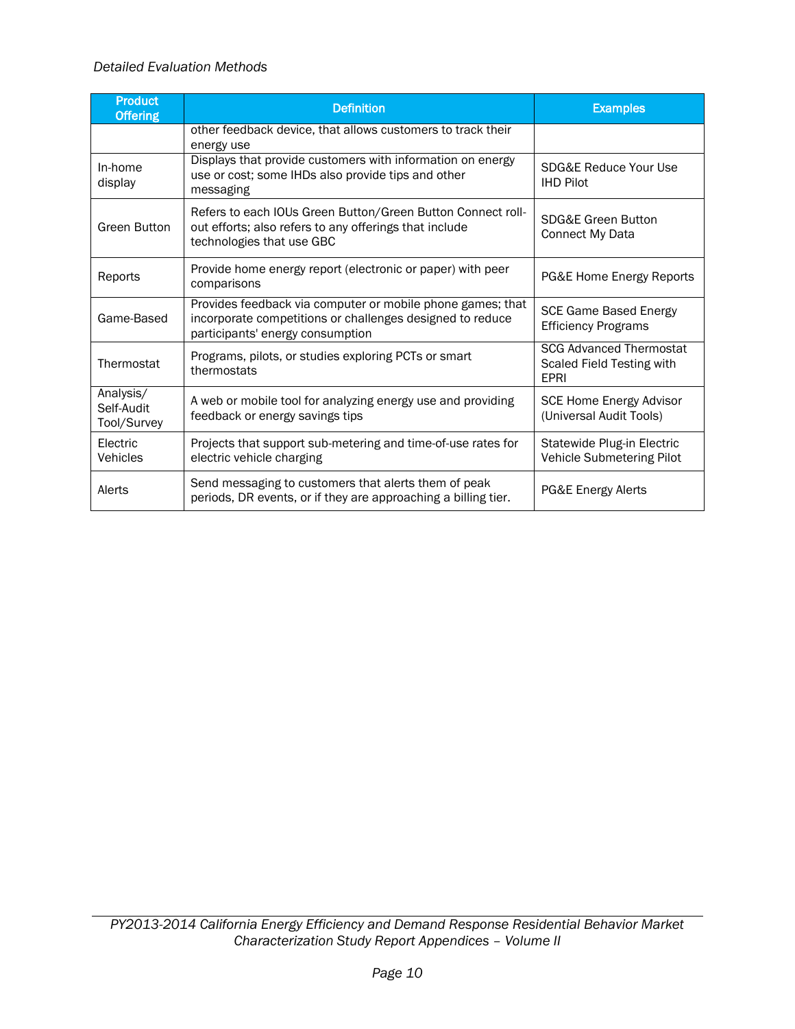| Product Offering | Definition | Examples |
| --- | --- | --- |
| | other feedback device, that allows customers to track their energy use | |
| In-home display | Displays that provide customers with information on energy use or cost; some IHDs also provide tips and other messaging | SDG&E Reduce Your Use IHD Pilot |
| Green Button | Refers to each IOUs Green Button/Green Button Connect roll-out efforts; also refers to any offerings that include technologies that use GBC | SDG&E Green Button Connect My Data |
| Reports | Provide home energy report (electronic or paper) with peer comparisons | PG&E Home Energy Reports |
| Game-Based | Provides feedback via computer or mobile phone games; that incorporate competitions or challenges designed to reduce participants' energy consumption | SCE Game Based Energy Efficiency Programs |
| Thermostat | Programs, pilots, or studies exploring PCTs or smart thermostats | SCG Advanced Thermostat Scaled Field Testing with EPRI |
| Analysis/ Self-Audit Tool/Survey | A web or mobile tool for analyzing energy use and providing feedback or energy savings tips | SCE Home Energy Advisor (Universal Audit Tools) |
| Electric Vehicles | Projects that support sub-metering and time-of-use rates for electric vehicle charging | Statewide Plug-in Electric Vehicle Submetering Pilot |
| Alerts | Send messaging to customers that alerts them of peak periods, DR events, or if they are approaching a billing tier. | PG&E Energy Alerts |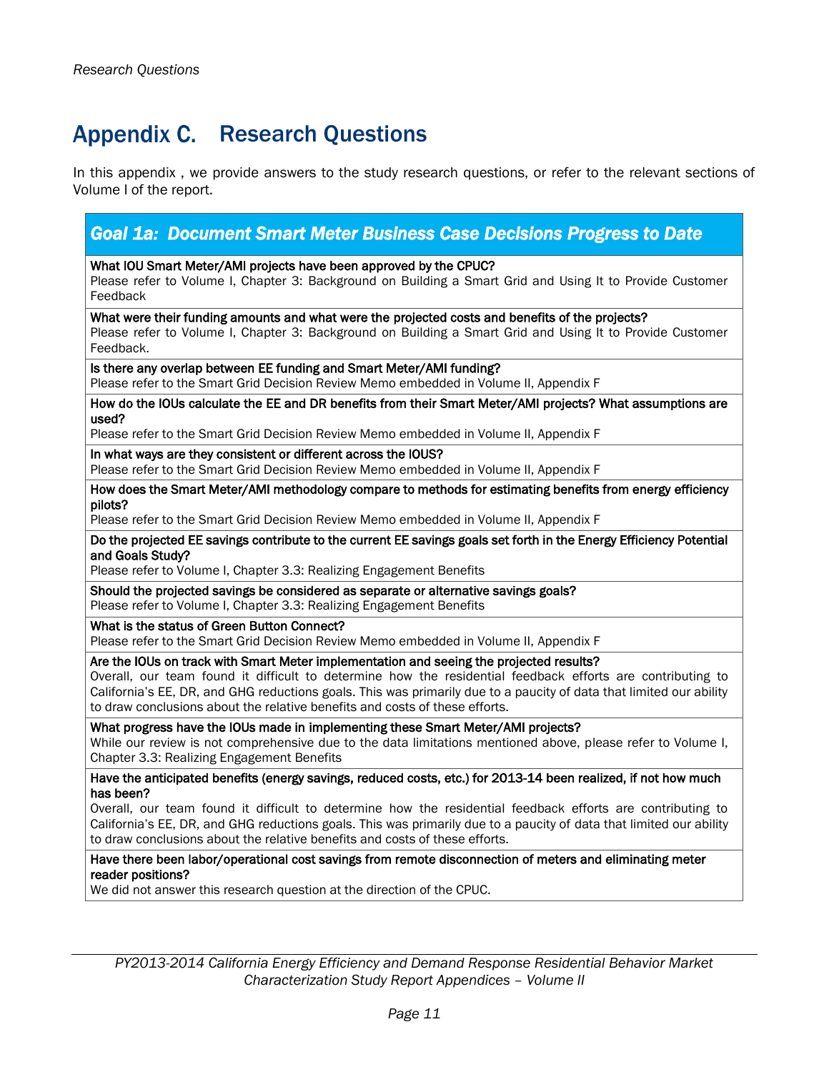# Appendix C. Research Questions

In this appendix , we provide answers to the study research questions, or refer to the relevant sections of Volume I of the report.

| ***Goal 1a: Document Smart Meter Business Case Decisions Progress to Date*** |
|---|
| **What IOU Smart Meter/AMI projects have been approved by the CPUC?**<br>Please refer to Volume I, Chapter 3: Background on Building a Smart Grid and Using It to Provide Customer Feedback |
| **What were their funding amounts and what were the projected costs and benefits of the projects?**<br>Please refer to Volume I, Chapter 3: Background on Building a Smart Grid and Using It to Provide Customer Feedback. |
| **Is there any overlap between EE funding and Smart Meter/AMI funding?**<br>Please refer to the Smart Grid Decision Review Memo embedded in Volume II, Appendix F |
| **How do the IOUs calculate the EE and DR benefits from their Smart Meter/AMI projects? What assumptions are used?**<br>Please refer to the Smart Grid Decision Review Memo embedded in Volume II, Appendix F |
| **In what ways are they consistent or different across the IOUS?**<br>Please refer to the Smart Grid Decision Review Memo embedded in Volume II, Appendix F |
| **How does the Smart Meter/AMI methodology compare to methods for estimating benefits from energy efficiency pilots?**<br>Please refer to the Smart Grid Decision Review Memo embedded in Volume II, Appendix F |
| **Do the projected EE savings contribute to the current EE savings goals set forth in the Energy Efficiency Potential and Goals Study?**<br>Please refer to Volume I, Chapter 3.3: Realizing Engagement Benefits |
| **Should the projected savings be considered as separate or alternative savings goals?**<br>Please refer to Volume I, Chapter 3.3: Realizing Engagement Benefits |
| **What is the status of Green Button Connect?**<br>Please refer to the Smart Grid Decision Review Memo embedded in Volume II, Appendix F |
| **Are the IOUs on track with Smart Meter implementation and seeing the projected results?**<br>Overall, our team found it difficult to determine how the residential feedback efforts are contributing to California's EE, DR, and GHG reductions goals. This was primarily due to a paucity of data that limited our ability to draw conclusions about the relative benefits and costs of these efforts. |
| **What progress have the IOUs made in implementing these Smart Meter/AMI projects?**<br>While our review is not comprehensive due to the data limitations mentioned above, please refer to Volume I, Chapter 3.3: Realizing Engagement Benefits |
| **Have the anticipated benefits (energy savings, reduced costs, etc.) for 2013-14 been realized, if not how much has been?**<br>Overall, our team found it difficult to determine how the residential feedback efforts are contributing to California's EE, DR, and GHG reductions goals. This was primarily due to a paucity of data that limited our ability to draw conclusions about the relative benefits and costs of these efforts. |
| **Have there been labor/operational cost savings from remote disconnection of meters and eliminating meter reader positions?**<br>We did not answer this research question at the direction of the CPUC. |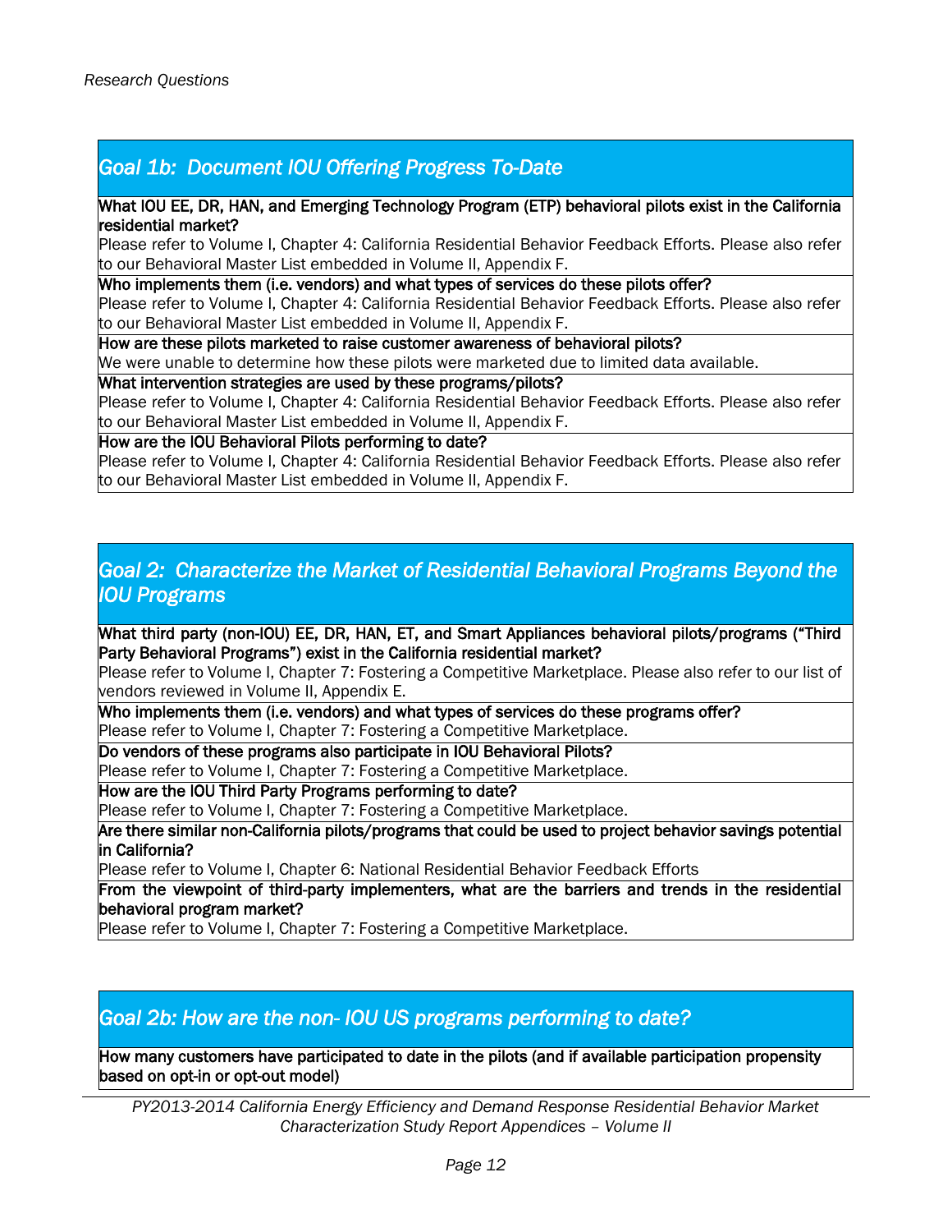*Research Questions*

## *Goal 1b: Document IOU Offering Progress To-Date*

**What IOU EE, DR, HAN, and Emerging Technology Program (ETP) behavioral pilots exist in the California residential market?**

Please refer to Volume I, Chapter 4: California Residential Behavior Feedback Efforts. Please also refer to our Behavioral Master List embedded in Volume II, Appendix F.

**Who implements them (i.e. vendors) and what types of services do these pilots offer?**

Please refer to Volume I, Chapter 4: California Residential Behavior Feedback Efforts. Please also refer to our Behavioral Master List embedded in Volume II, Appendix F.

**How are these pilots marketed to raise customer awareness of behavioral pilots?**

We were unable to determine how these pilots were marketed due to limited data available.

**What intervention strategies are used by these programs/pilots?**

Please refer to Volume I, Chapter 4: California Residential Behavior Feedback Efforts. Please also refer to our Behavioral Master List embedded in Volume II, Appendix F.

**How are the IOU Behavioral Pilots performing to date?**

Please refer to Volume I, Chapter 4: California Residential Behavior Feedback Efforts. Please also refer to our Behavioral Master List embedded in Volume II, Appendix F.

## *Goal 2: Characterize the Market of Residential Behavioral Programs Beyond the IOU Programs*

**What third party (non-IOU) EE, DR, HAN, ET, and Smart Appliances behavioral pilots/programs ("Third Party Behavioral Programs") exist in the California residential market?**

Please refer to Volume I, Chapter 7: Fostering a Competitive Marketplace. Please also refer to our list of vendors reviewed in Volume II, Appendix E.

**Who implements them (i.e. vendors) and what types of services do these programs offer?**

Please refer to Volume I, Chapter 7: Fostering a Competitive Marketplace.

**Do vendors of these programs also participate in IOU Behavioral Pilots?**

Please refer to Volume I, Chapter 7: Fostering a Competitive Marketplace.

**How are the IOU Third Party Programs performing to date?**

Please refer to Volume I, Chapter 7: Fostering a Competitive Marketplace.

**Are there similar non-California pilots/programs that could be used to project behavior savings potential in California?**

Please refer to Volume I, Chapter 6: National Residential Behavior Feedback Efforts

**From the viewpoint of third-party implementers, what are the barriers and trends in the residential behavioral program market?**

Please refer to Volume I, Chapter 7: Fostering a Competitive Marketplace.

## *Goal 2b: How are the non- IOU US programs performing to date?*

**How many customers have participated to date in the pilots (and if available participation propensity based on opt-in or opt-out model)**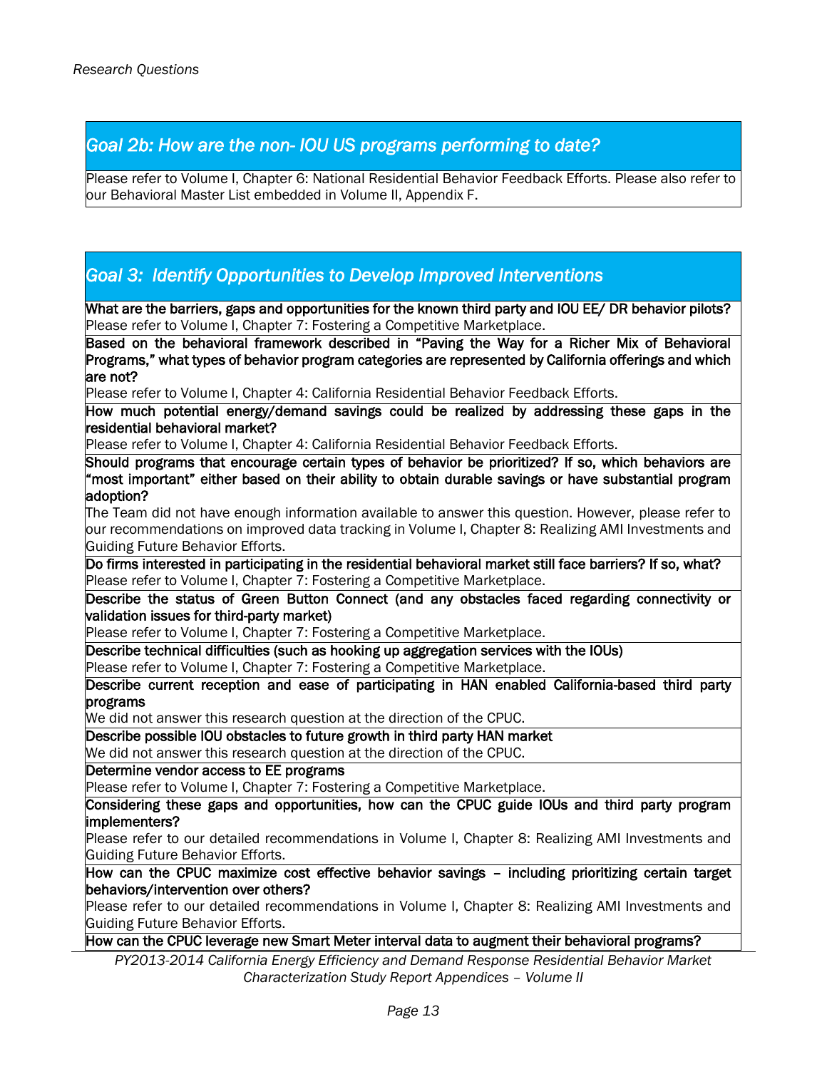## *Goal 2b: How are the non- IOU US programs performing to date?*

Please refer to Volume I, Chapter 6: National Residential Behavior Feedback Efforts. Please also refer to our Behavioral Master List embedded in Volume II, Appendix F.

## *Goal 3: Identify Opportunities to Develop Improved Interventions*

**What are the barriers, gaps and opportunities for the known third party and IOU EE/ DR behavior pilots?**
Please refer to Volume I, Chapter 7: Fostering a Competitive Marketplace.

**Based on the behavioral framework described in "Paving the Way for a Richer Mix of Behavioral Programs," what types of behavior program categories are represented by California offerings and which are not?**
Please refer to Volume I, Chapter 4: California Residential Behavior Feedback Efforts.

**How much potential energy/demand savings could be realized by addressing these gaps in the residential behavioral market?**
Please refer to Volume I, Chapter 4: California Residential Behavior Feedback Efforts.

**Should programs that encourage certain types of behavior be prioritized? If so, which behaviors are "most important" either based on their ability to obtain durable savings or have substantial program adoption?**
The Team did not have enough information available to answer this question. However, please refer to our recommendations on improved data tracking in Volume I, Chapter 8: Realizing AMI Investments and Guiding Future Behavior Efforts.

**Do firms interested in participating in the residential behavioral market still face barriers? If so, what?**
Please refer to Volume I, Chapter 7: Fostering a Competitive Marketplace.

**Describe the status of Green Button Connect (and any obstacles faced regarding connectivity or validation issues for third-party market)**
Please refer to Volume I, Chapter 7: Fostering a Competitive Marketplace.

**Describe technical difficulties (such as hooking up aggregation services with the IOUs)**
Please refer to Volume I, Chapter 7: Fostering a Competitive Marketplace.

**Describe current reception and ease of participating in HAN enabled California-based third party programs**
We did not answer this research question at the direction of the CPUC.

**Describe possible IOU obstacles to future growth in third party HAN market**
We did not answer this research question at the direction of the CPUC.

**Determine vendor access to EE programs**
Please refer to Volume I, Chapter 7: Fostering a Competitive Marketplace.

**Considering these gaps and opportunities, how can the CPUC guide IOUs and third party program implementers?**
Please refer to our detailed recommendations in Volume I, Chapter 8: Realizing AMI Investments and Guiding Future Behavior Efforts.

**How can the CPUC maximize cost effective behavior savings – including prioritizing certain target behaviors/intervention over others?**
Please refer to our detailed recommendations in Volume I, Chapter 8: Realizing AMI Investments and Guiding Future Behavior Efforts.

**How can the CPUC leverage new Smart Meter interval data to augment their behavioral programs?**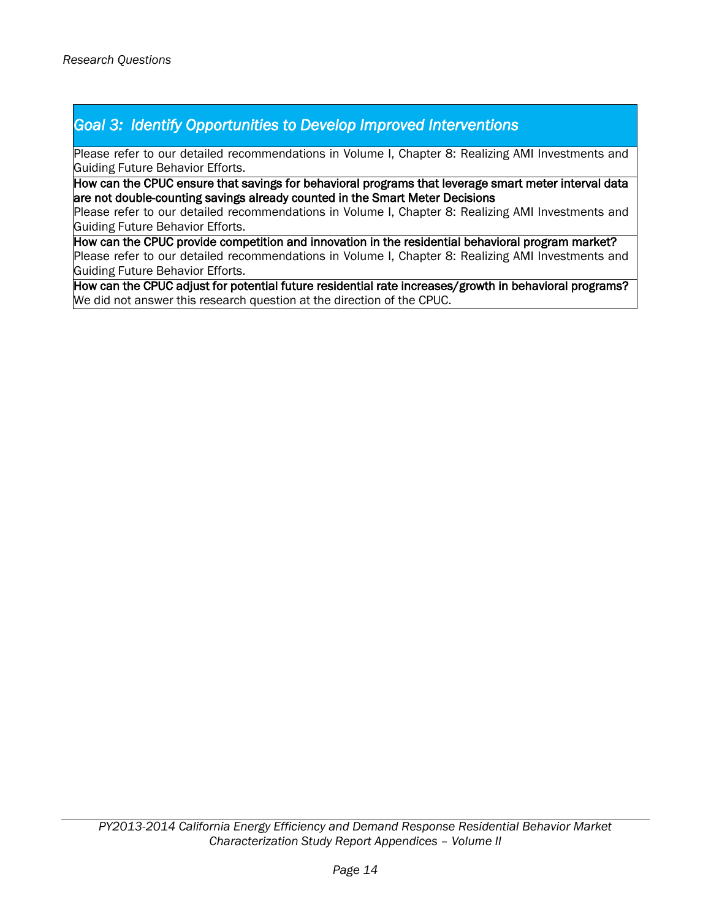| Goal 3: Identify Opportunities to Develop Improved Interventions |
| --- |
| Please refer to our detailed recommendations in Volume I, Chapter 8: Realizing AMI Investments and Guiding Future Behavior Efforts. |
| **How can the CPUC ensure that savings for behavioral programs that leverage smart meter interval data are not double-counting savings already counted in the Smart Meter Decisions** |
| Please refer to our detailed recommendations in Volume I, Chapter 8: Realizing AMI Investments and Guiding Future Behavior Efforts. |
| **How can the CPUC provide competition and innovation in the residential behavioral program market?** |
| Please refer to our detailed recommendations in Volume I, Chapter 8: Realizing AMI Investments and Guiding Future Behavior Efforts. |
| **How can the CPUC adjust for potential future residential rate increases/growth in behavioral programs?** |
| We did not answer this research question at the direction of the CPUC. |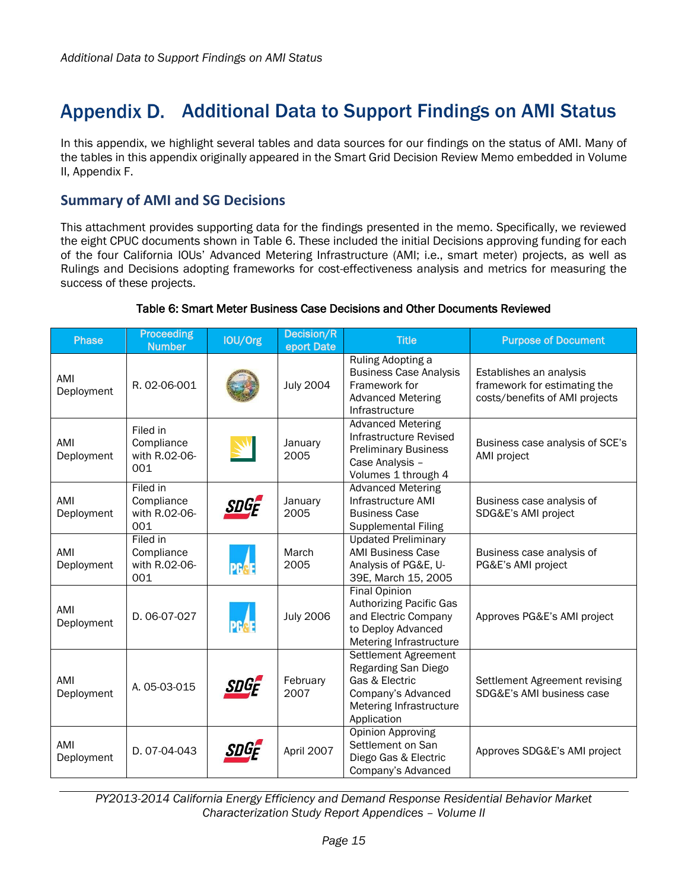# Appendix D. Additional Data to Support Findings on AMI Status

In this appendix, we highlight several tables and data sources for our findings on the status of AMI. Many of the tables in this appendix originally appeared in the Smart Grid Decision Review Memo embedded in Volume II, Appendix F.

## Summary of AMI and SG Decisions

This attachment provides supporting data for the findings presented in the memo. Specifically, we reviewed the eight CPUC documents shown in Table 6. These included the initial Decisions approving funding for each of the four California IOUs' Advanced Metering Infrastructure (AMI; i.e., smart meter) projects, as well as Rulings and Decisions adopting frameworks for cost-effectiveness analysis and metrics for measuring the success of these projects.

**Table 6: Smart Meter Business Case Decisions and Other Documents Reviewed**

| Phase | Proceeding Number | IOU/Org | Decision/Report Date | Title | Purpose of Document |
|---|---|---|---|---|---|
| AMI Deployment | R. 02-06-001 | | July 2004 | Ruling Adopting a Business Case Analysis Framework for Advanced Metering Infrastructure | Establishes an analysis framework for estimating the costs/benefits of AMI projects |
| AMI Deployment | Filed in Compliance with R.02-06-001 | | January 2005 | Advanced Metering Infrastructure Revised Preliminary Business Case Analysis – Volumes 1 through 4 | Business case analysis of SCE's AMI project |
| AMI Deployment | Filed in Compliance with R.02-06-001 | SDG&E | January 2005 | Advanced Metering Infrastructure AMI Business Case Supplemental Filing | Business case analysis of SDG&E's AMI project |
| AMI Deployment | Filed in Compliance with R.02-06-001 | PG&E | March 2005 | Updated Preliminary AMI Business Case Analysis of PG&E, U-39E, March 15, 2005 | Business case analysis of PG&E's AMI project |
| AMI Deployment | D. 06-07-027 | PG&E | July 2006 | Final Opinion Authorizing Pacific Gas and Electric Company to Deploy Advanced Metering Infrastructure | Approves PG&E's AMI project |
| AMI Deployment | A. 05-03-015 | SDG&E | February 2007 | Settlement Agreement Regarding San Diego Gas & Electric Company's Advanced Metering Infrastructure Application | Settlement Agreement revising SDG&E's AMI business case |
| AMI Deployment | D. 07-04-043 | SDG&E | April 2007 | Opinion Approving Settlement on San Diego Gas & Electric Company's Advanced | Approves SDG&E's AMI project |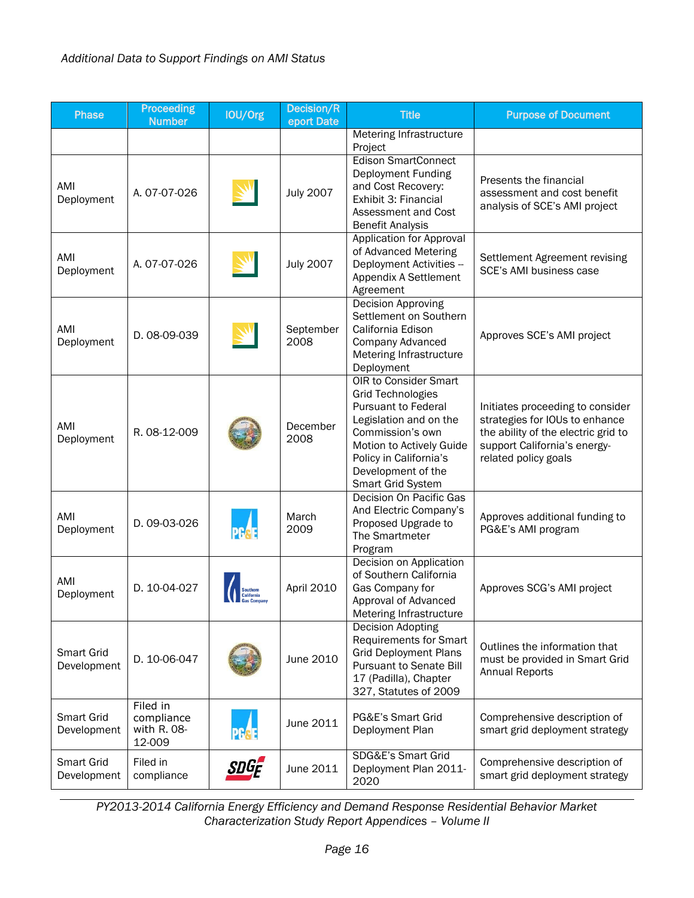*Additional Data to Support Findings on AMI Status*

| Phase | Proceeding Number | IOU/Org | Decision/Report Date | Title | Purpose of Document |
|---|---|---|---|---|---|
| | | | | Metering Infrastructure Project | |
| AMI Deployment | A. 07-07-026 | | July 2007 | Edison SmartConnect Deployment Funding and Cost Recovery: Exhibit 3: Financial Assessment and Cost Benefit Analysis | Presents the financial assessment and cost benefit analysis of SCE's AMI project |
| AMI Deployment | A. 07-07-026 | | July 2007 | Application for Approval of Advanced Metering Deployment Activities -- Appendix A Settlement Agreement | Settlement Agreement revising SCE's AMI business case |
| AMI Deployment | D. 08-09-039 | | September 2008 | Decision Approving Settlement on Southern California Edison Company Advanced Metering Infrastructure Deployment | Approves SCE's AMI project |
| AMI Deployment | R. 08-12-009 | | December 2008 | OIR to Consider Smart Grid Technologies Pursuant to Federal Legislation and on the Commission's own Motion to Actively Guide Policy in California's Development of the Smart Grid System | Initiates proceeding to consider strategies for IOUs to enhance the ability of the electric grid to support California's energy-related policy goals |
| AMI Deployment | D. 09-03-026 | PG&E | March 2009 | Decision On Pacific Gas And Electric Company's Proposed Upgrade to The Smartmeter Program | Approves additional funding to PG&E's AMI program |
| AMI Deployment | D. 10-04-027 | Southern California Gas Company | April 2010 | Decision on Application of Southern California Gas Company for Approval of Advanced Metering Infrastructure | Approves SCG's AMI project |
| Smart Grid Development | D. 10-06-047 | | June 2010 | Decision Adopting Requirements for Smart Grid Deployment Plans Pursuant to Senate Bill 17 (Padilla), Chapter 327, Statutes of 2009 | Outlines the information that must be provided in Smart Grid Annual Reports |
| Smart Grid Development | Filed in compliance with R. 08-12-009 | PG&E | June 2011 | PG&E's Smart Grid Deployment Plan | Comprehensive description of smart grid deployment strategy |
| Smart Grid Development | Filed in compliance | SDGE | June 2011 | SDG&E's Smart Grid Deployment Plan 2011-2020 | Comprehensive description of smart grid deployment strategy |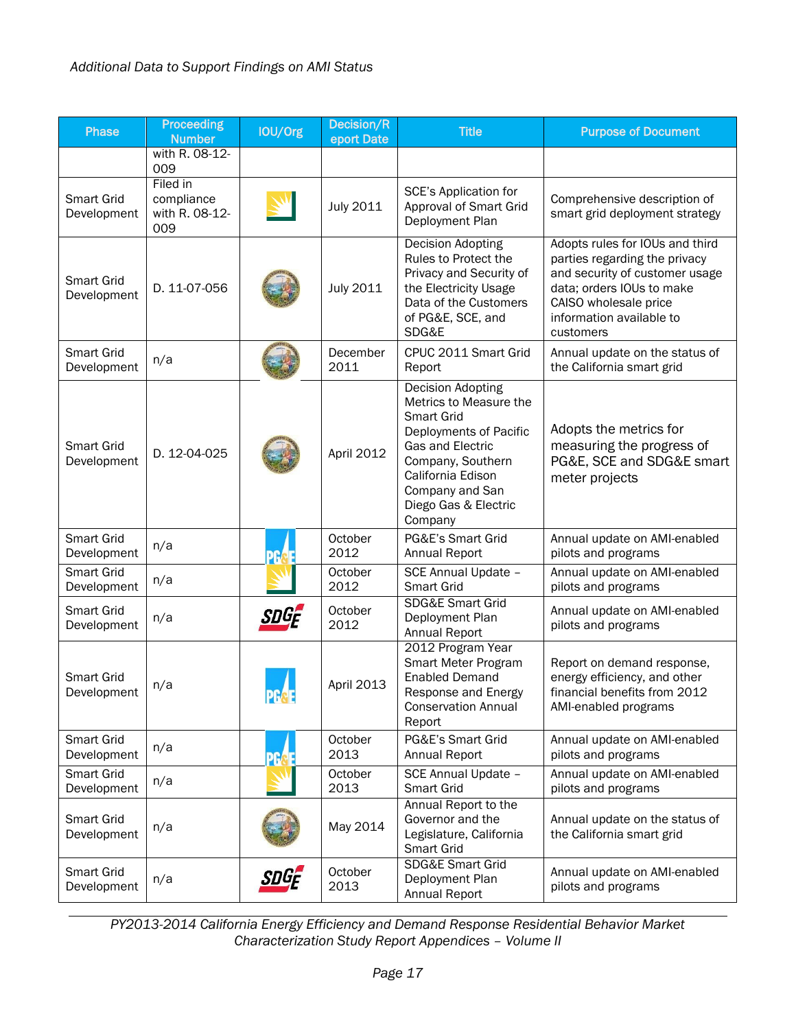*Additional Data to Support Findings on AMI Status*

| Phase | Proceeding Number | IOU/Org | Decision/Report Date | Title | Purpose of Document |
|---|---|---|---|---|---|
| | with R. 08-12-009 | | | | |
| Smart Grid Development | Filed in compliance with R. 08-12-009 | | July 2011 | SCE's Application for Approval of Smart Grid Deployment Plan | Comprehensive description of smart grid deployment strategy |
| Smart Grid Development | D. 11-07-056 | | July 2011 | Decision Adopting Rules to Protect the Privacy and Security of the Electricity Usage Data of the Customers of PG&E, SCE, and SDG&E | Adopts rules for IOUs and third parties regarding the privacy and security of customer usage data; orders IOUs to make CAISO wholesale price information available to customers |
| Smart Grid Development | n/a | | December 2011 | CPUC 2011 Smart Grid Report | Annual update on the status of the California smart grid |
| Smart Grid Development | D. 12-04-025 | | April 2012 | Decision Adopting Metrics to Measure the Smart Grid Deployments of Pacific Gas and Electric Company, Southern California Edison Company and San Diego Gas & Electric Company | Adopts the metrics for measuring the progress of PG&E, SCE and SDG&E smart meter projects |
| Smart Grid Development | n/a | PG&E | October 2012 | PG&E's Smart Grid Annual Report | Annual update on AMI-enabled pilots and programs |
| Smart Grid Development | n/a | | October 2012 | SCE Annual Update – Smart Grid | Annual update on AMI-enabled pilots and programs |
| Smart Grid Development | n/a | SDGE | October 2012 | SDG&E Smart Grid Deployment Plan Annual Report | Annual update on AMI-enabled pilots and programs |
| Smart Grid Development | n/a | PG&E | April 2013 | 2012 Program Year Smart Meter Program Enabled Demand Response and Energy Conservation Annual Report | Report on demand response, energy efficiency, and other financial benefits from 2012 AMI-enabled programs |
| Smart Grid Development | n/a | PG&E | October 2013 | PG&E's Smart Grid Annual Report | Annual update on AMI-enabled pilots and programs |
| Smart Grid Development | n/a | | October 2013 | SCE Annual Update – Smart Grid | Annual update on AMI-enabled pilots and programs |
| Smart Grid Development | n/a | | May 2014 | Annual Report to the Governor and the Legislature, California Smart Grid | Annual update on the status of the California smart grid |
| Smart Grid Development | n/a | SDGE | October 2013 | SDG&E Smart Grid Deployment Plan Annual Report | Annual update on AMI-enabled pilots and programs |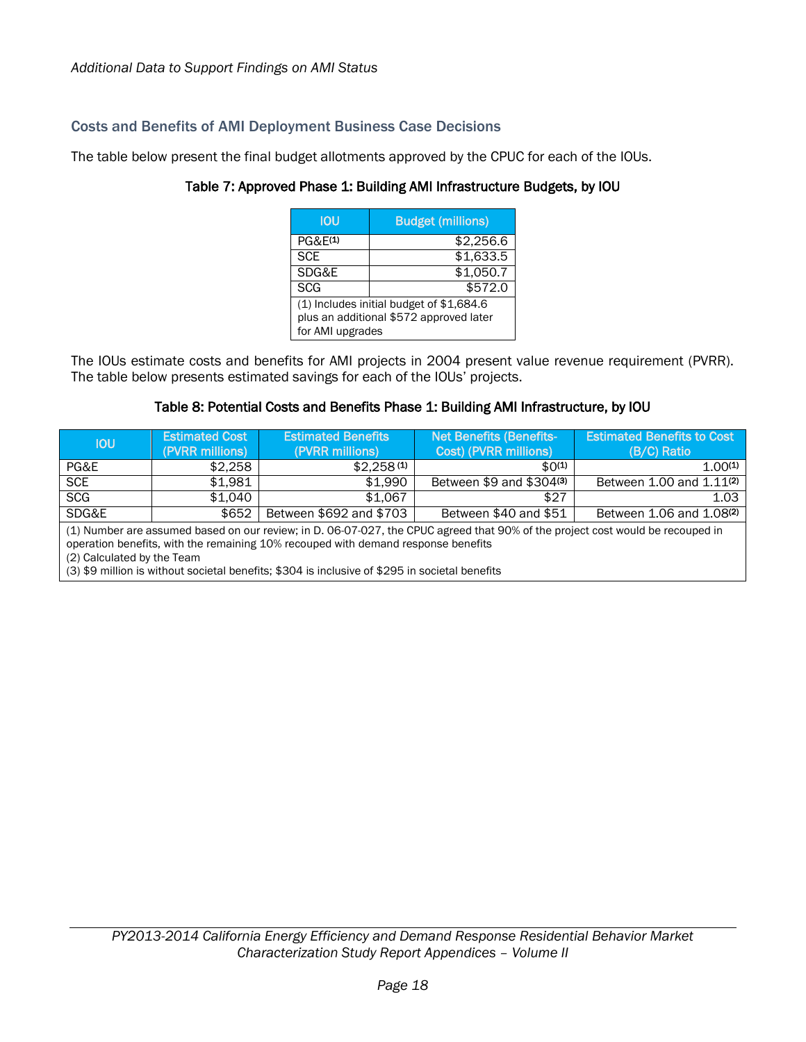*Additional Data to Support Findings on AMI Status*

## Costs and Benefits of AMI Deployment Business Case Decisions

The table below present the final budget allotments approved by the CPUC for each of the IOUs.

**Table 7: Approved Phase 1: Building AMI Infrastructure Budgets, by IOU**

| IOU | Budget (millions) |
|---|---|
| PG&E(1) | $2,256.6 |
| SCE | $1,633.5 |
| SDG&E | $1,050.7 |
| SCG | $572.0 |
| (1) Includes initial budget of $1,684.6 plus an additional $572 approved later for AMI upgrades | |

The IOUs estimate costs and benefits for AMI projects in 2004 present value revenue requirement (PVRR). The table below presents estimated savings for each of the IOUs' projects.

**Table 8: Potential Costs and Benefits Phase 1: Building AMI Infrastructure, by IOU**

| IOU | Estimated Cost (PVRR millions) | Estimated Benefits (PVRR millions) | Net Benefits (Benefits-Cost) (PVRR millions) | Estimated Benefits to Cost (B/C) Ratio |
|---|---|---|---|---|
| PG&E | $2,258 | $2,258 (1) | $0(1) | 1.00(1) |
| SCE | $1,981 | $1,990 | Between $9 and $304(3) | Between 1.00 and 1.11(2) |
| SCG | $1,040 | $1,067 | $27 | 1.03 |
| SDG&E | $652 | Between $692 and $703 | Between $40 and $51 | Between 1.06 and 1.08(2) |

(1) Number are assumed based on our review; in D. 06-07-027, the CPUC agreed that 90% of the project cost would be recouped in operation benefits, with the remaining 10% recouped with demand response benefits
(2) Calculated by the Team
(3) $9 million is without societal benefits; $304 is inclusive of $295 in societal benefits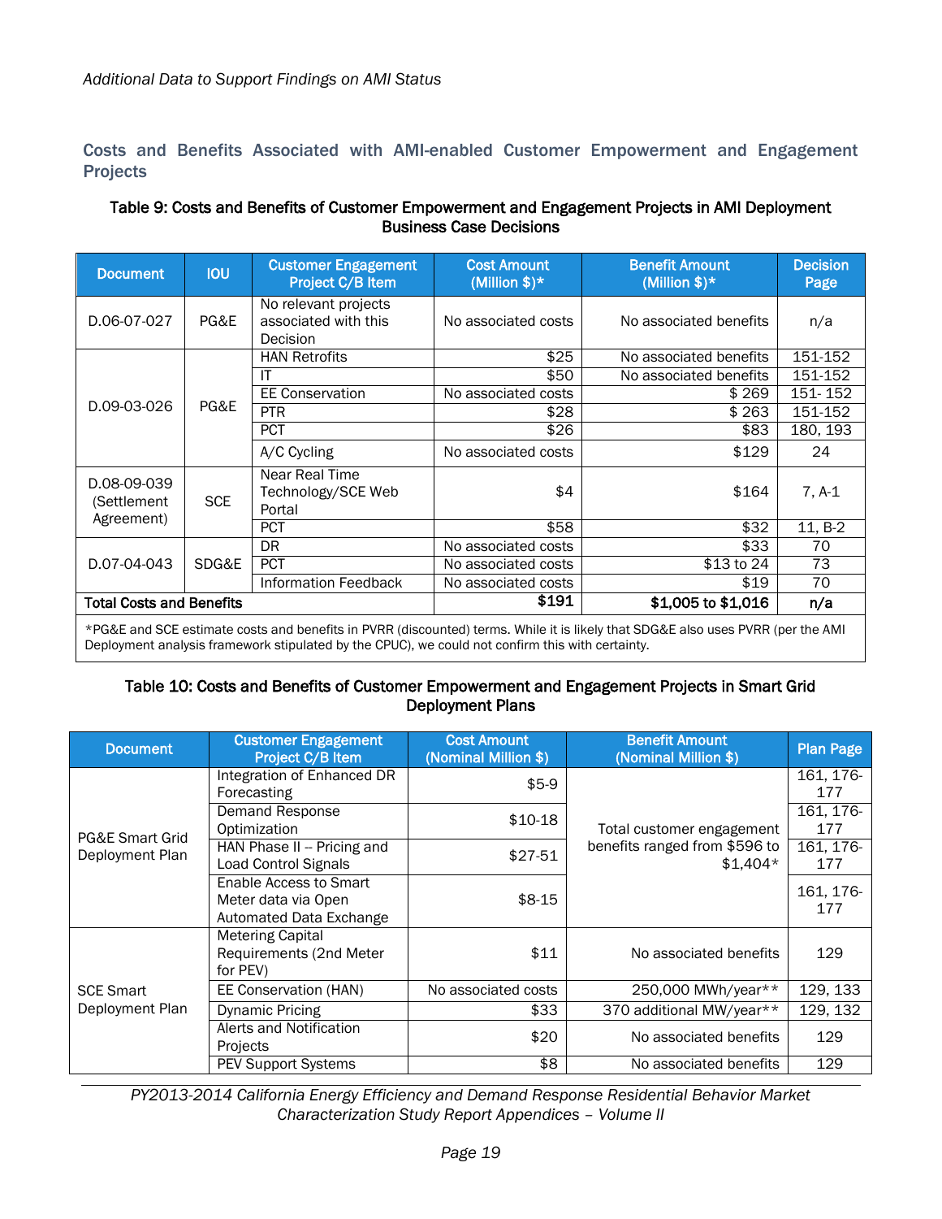*Additional Data to Support Findings on AMI Status*

## Costs and Benefits Associated with AMI-enabled Customer Empowerment and Engagement Projects

**Table 9: Costs and Benefits of Customer Empowerment and Engagement Projects in AMI Deployment Business Case Decisions**

| Document | IOU | Customer Engagement Project C/B Item | Cost Amount (Million $)* | Benefit Amount (Million $)* | Decision Page |
|---|---|---|---|---|---|
| D.06-07-027 | PG&E | No relevant projects associated with this Decision | No associated costs | No associated benefits | n/a |
| D.09-03-026 | PG&E | HAN Retrofits | $25 | No associated benefits | 151-152 |
| | | IT | $50 | No associated benefits | 151-152 |
| | | EE Conservation | No associated costs | $ 269 | 151- 152 |
| | | PTR | $28 | $ 263 | 151-152 |
| | | PCT | $26 | $83 | 180, 193 |
| | | A/C Cycling | No associated costs | $129 | 24 |
| D.08-09-039 (Settlement Agreement) | SCE | Near Real Time Technology/SCE Web Portal | $4 | $164 | 7, A-1 |
| | | PCT | $58 | $32 | 11, B-2 |
| D.07-04-043 | SDG&E | DR | No associated costs | $33 | 70 |
| | | PCT | No associated costs | $13 to 24 | 73 |
| | | Information Feedback | No associated costs | $19 | 70 |
| **Total Costs and Benefits** | | | **$191** | **$1,005 to $1,016** | **n/a** |

*PG&E and SCE estimate costs and benefits in PVRR (discounted) terms. While it is likely that SDG&E also uses PVRR (per the AMI Deployment analysis framework stipulated by the CPUC), we could not confirm this with certainty.

**Table 10: Costs and Benefits of Customer Empowerment and Engagement Projects in Smart Grid Deployment Plans**

| Document | Customer Engagement Project C/B Item | Cost Amount (Nominal Million $) | Benefit Amount (Nominal Million $) | Plan Page |
|---|---|---|---|---|
| PG&E Smart Grid Deployment Plan | Integration of Enhanced DR Forecasting | $5-9 | Total customer engagement benefits ranged from $596 to $1,404* | 161, 176-177 |
| | Demand Response Optimization | $10-18 | | 161, 176-177 |
| | HAN Phase II – Pricing and Load Control Signals | $27-51 | | 161, 176-177 |
| | Enable Access to Smart Meter data via Open Automated Data Exchange | $8-15 | | 161, 176-177 |
| SCE Smart Deployment Plan | Metering Capital Requirements (2nd Meter for PEV) | $11 | No associated benefits | 129 |
| | EE Conservation (HAN) | No associated costs | 250,000 MWh/year** | 129, 133 |
| | Dynamic Pricing | $33 | 370 additional MW/year** | 129, 132 |
| | Alerts and Notification Projects | $20 | No associated benefits | 129 |
| | PEV Support Systems | $8 | No associated benefits | 129 |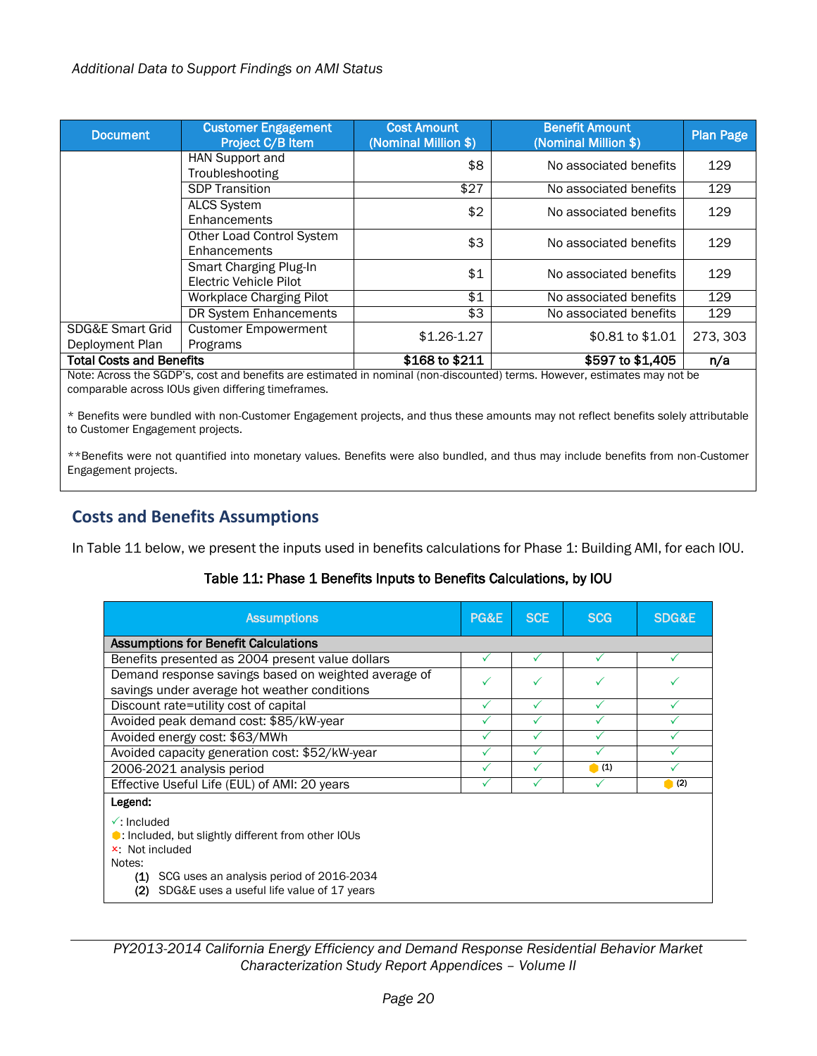*Additional Data to Support Findings on AMI Status*

| Document | Customer Engagement Project C/B Item | Cost Amount (Nominal Million $) | Benefit Amount (Nominal Million $) | Plan Page |
|---|---|---|---|---|
| | HAN Support and Troubleshooting | $8 | No associated benefits | 129 |
| | SDP Transition | $27 | No associated benefits | 129 |
| | ALCS System Enhancements | $2 | No associated benefits | 129 |
| | Other Load Control System Enhancements | $3 | No associated benefits | 129 |
| | Smart Charging Plug-In Electric Vehicle Pilot | $1 | No associated benefits | 129 |
| | Workplace Charging Pilot | $1 | No associated benefits | 129 |
| | DR System Enhancements | $3 | No associated benefits | 129 |
| SDG&E Smart Grid Deployment Plan | Customer Empowerment Programs | $1.26-1.27 | $0.81 to $1.01 | 273, 303 |
| **Total Costs and Benefits** | | **$168 to $211** | **$597 to $1,405** | **n/a** |

Note: Across the SGDP's, cost and benefits are estimated in nominal (non-discounted) terms. However, estimates may not be comparable across IOUs given differing timeframes.

* Benefits were bundled with non-Customer Engagement projects, and thus these amounts may not reflect benefits solely attributable to Customer Engagement projects.

**Benefits were not quantified into monetary values. Benefits were also bundled, and thus may include benefits from non-Customer Engagement projects.

## Costs and Benefits Assumptions

In Table 11 below, we present the inputs used in benefits calculations for Phase 1: Building AMI, for each IOU.

**Table 11: Phase 1 Benefits Inputs to Benefits Calculations, by IOU**

| Assumptions | PG&E | SCE | SCG | SDG&E |
|---|---|---|---|---|
| **Assumptions for Benefit Calculations** | | | | |
| Benefits presented as 2004 present value dollars | ✓ | ✓ | ✓ | ✓ |
| Demand response savings based on weighted average of savings under average hot weather conditions | ✓ | ✓ | ✓ | ✓ |
| Discount rate=utility cost of capital | ✓ | ✓ | ✓ | ✓ |
| Avoided peak demand cost: $85/kW-year | ✓ | ✓ | ✓ | ✓ |
| Avoided energy cost: $63/MWh | ✓ | ✓ | ✓ | ✓ |
| Avoided capacity generation cost: $52/kW-year | ✓ | ✓ | ✓ | ✓ |
| 2006-2021 analysis period | ✓ | ✓ | ⬢ (1) | ✓ |
| Effective Useful Life (EUL) of AMI: 20 years | ✓ | ✓ | ✓ | ⬢ (2) |

**Legend:**

✓: Included
⬢: Included, but slightly different from other IOUs
×: Not included

Notes:

(1) SCG uses an analysis period of 2016-2034
(2) SDG&E uses a useful life value of 17 years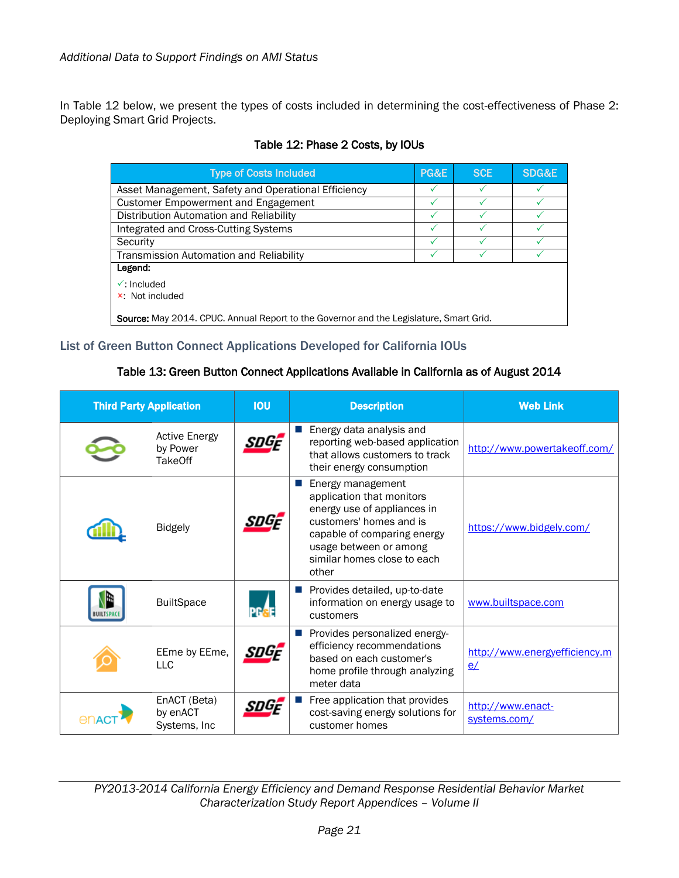*Additional Data to Support Findings on AMI Status*

In Table 12 below, we present the types of costs included in determining the cost-effectiveness of Phase 2: Deploying Smart Grid Projects.

**Table 12: Phase 2 Costs, by IOUs**

| Type of Costs Included | PG&E | SCE | SDG&E |
|---|---|---|---|
| Asset Management, Safety and Operational Efficiency | ✓ | ✓ | ✓ |
| Customer Empowerment and Engagement | ✓ | ✓ | ✓ |
| Distribution Automation and Reliability | ✓ | ✓ | ✓ |
| Integrated and Cross-Cutting Systems | ✓ | ✓ | ✓ |
| Security | ✓ | ✓ | ✓ |
| Transmission Automation and Reliability | ✓ | ✓ | ✓ |

**Legend:**

✓: Included
×: Not included

**Source:** May 2014. CPUC. Annual Report to the Governor and the Legislature, Smart Grid.

## List of Green Button Connect Applications Developed for California IOUs

**Table 13: Green Button Connect Applications Available in California as of August 2014**

| Third Party Application | IOU | Description | Web Link |
|---|---|---|---|
| Active Energy by Power TakeOff | SDG&E | ■ Energy data analysis and reporting web-based application that allows customers to track their energy consumption | http://www.powertakeoff.com/ |
| Bidgely | SDG&E | ■ Energy management application that monitors energy use of appliances in customers' homes and is capable of comparing energy usage between or among similar homes close to each other | https://www.bidgely.com/ |
| BuiltSpace | PG&E | ■ Provides detailed, up-to-date information on energy usage to customers | www.builtspace.com |
| EEme by EEme, LLC | SDG&E | ■ Provides personalized energy-efficiency recommendations based on each customer's home profile through analyzing meter data | http://www.energyefficiency.me/ |
| EnACT (Beta) by enACT Systems, Inc | SDG&E | ■ Free application that provides cost-saving energy solutions for customer homes | http://www.enact-systems.com/ |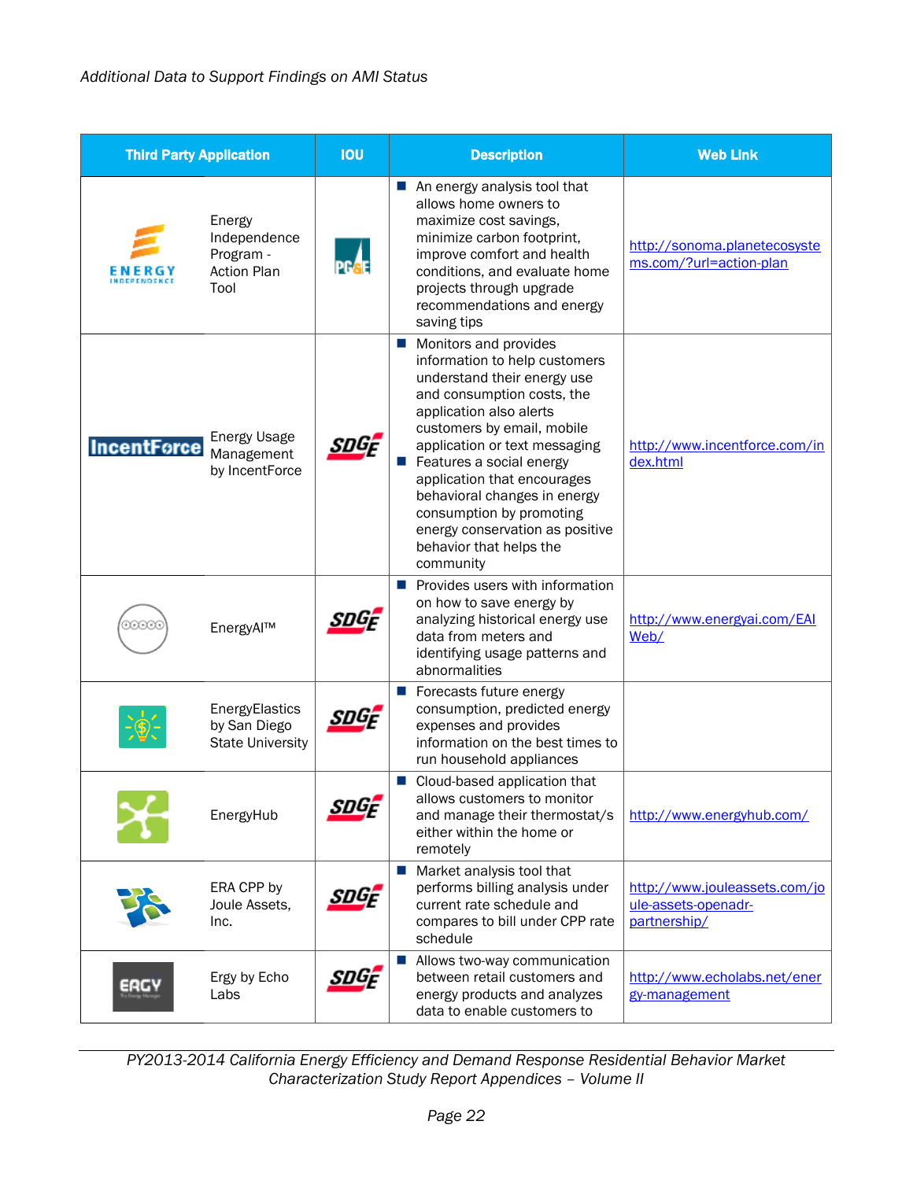*Additional Data to Support Findings on AMI Status*

| Third Party Application | | IOU | Description | Web Link |
|---|---|---|---|---|
| ENERGY INDEPENDENCE | Energy Independence Program - Action Plan Tool | PG&E | An energy analysis tool that allows home owners to maximize cost savings, minimize carbon footprint, improve comfort and health conditions, and evaluate home projects through upgrade recommendations and energy saving tips | http://sonoma.planetecosystems.com/?url=action-plan |
| IncentForce | Energy Usage Management by IncentForce | SDGE | Monitors and provides information to help customers understand their energy use and consumption costs, the application also alerts customers by email, mobile application or text messaging<br>Features a social energy application that encourages behavioral changes in energy consumption by promoting energy conservation as positive behavior that helps the community | http://www.incentforce.com/index.html |
| | EnergyAI™ | SDGE | Provides users with information on how to save energy by analyzing historical energy use data from meters and identifying usage patterns and abnormalities | http://www.energyai.com/EAIWeb/ |
| | EnergyElastics by San Diego State University | SDGE | Forecasts future energy consumption, predicted energy expenses and provides information on the best times to run household appliances | |
| | EnergyHub | SDGE | Cloud-based application that allows customers to monitor and manage their thermostat/s either within the home or remotely | http://www.energyhub.com/ |
| | ERA CPP by Joule Assets, Inc. | SDGE | Market analysis tool that performs billing analysis under current rate schedule and compares to bill under CPP rate schedule | http://www.jouleassets.com/joule-assets-openadr-partnership/ |
| ERGY | Ergy by Echo Labs | SDGE | Allows two-way communication between retail customers and energy products and analyzes data to enable customers to | http://www.echolabs.net/energy-management |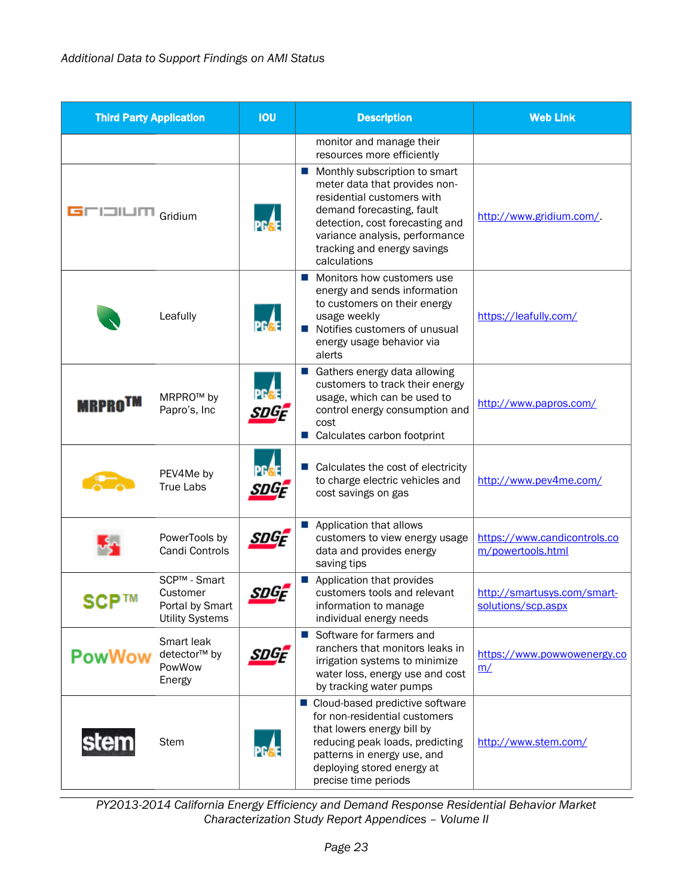| Third Party Application | IOU | Description | Web Link |
|---|---|---|---|
| | | monitor and manage their resources more efficiently | |
| Gridium | PG&E | ■ Monthly subscription to smart meter data that provides non-residential customers with demand forecasting, fault detection, cost forecasting and variance analysis, performance tracking and energy savings calculations | http://www.gridium.com/. |
| Leafully | PG&E | ■ Monitors how customers use energy and sends information to customers on their energy usage weekly<br>■ Notifies customers of unusual energy usage behavior via alerts | https://leafully.com/ |
| MRPRO™ by Papro's, Inc | PG&E<br>SDGE | ■ Gathers energy data allowing customers to track their energy usage, which can be used to control energy consumption and cost<br>■ Calculates carbon footprint | http://www.papros.com/ |
| PEV4Me by True Labs | PG&E<br>SDGE | ■ Calculates the cost of electricity to charge electric vehicles and cost savings on gas | http://www.pev4me.com/ |
| PowerTools by Candi Controls | SDGE | ■ Application that allows customers to view energy usage data and provides energy saving tips | https://www.candicontrols.com/powertools.html |
| SCP™ - Smart Customer Portal by Smart Utility Systems | SDGE | ■ Application that provides customers tools and relevant information to manage individual energy needs | http://smartusys.com/smart-solutions/scp.aspx |
| Smart leak detector™ by PowWow Energy | SDGE | ■ Software for farmers and ranchers that monitors leaks in irrigation systems to minimize water loss, energy use and cost by tracking water pumps | https://www.powwowenergy.com/ |
| Stem | PG&E | ■ Cloud-based predictive software for non-residential customers that lowers energy bill by reducing peak loads, predicting patterns in energy use, and deploying stored energy at precise time periods | http://www.stem.com/ |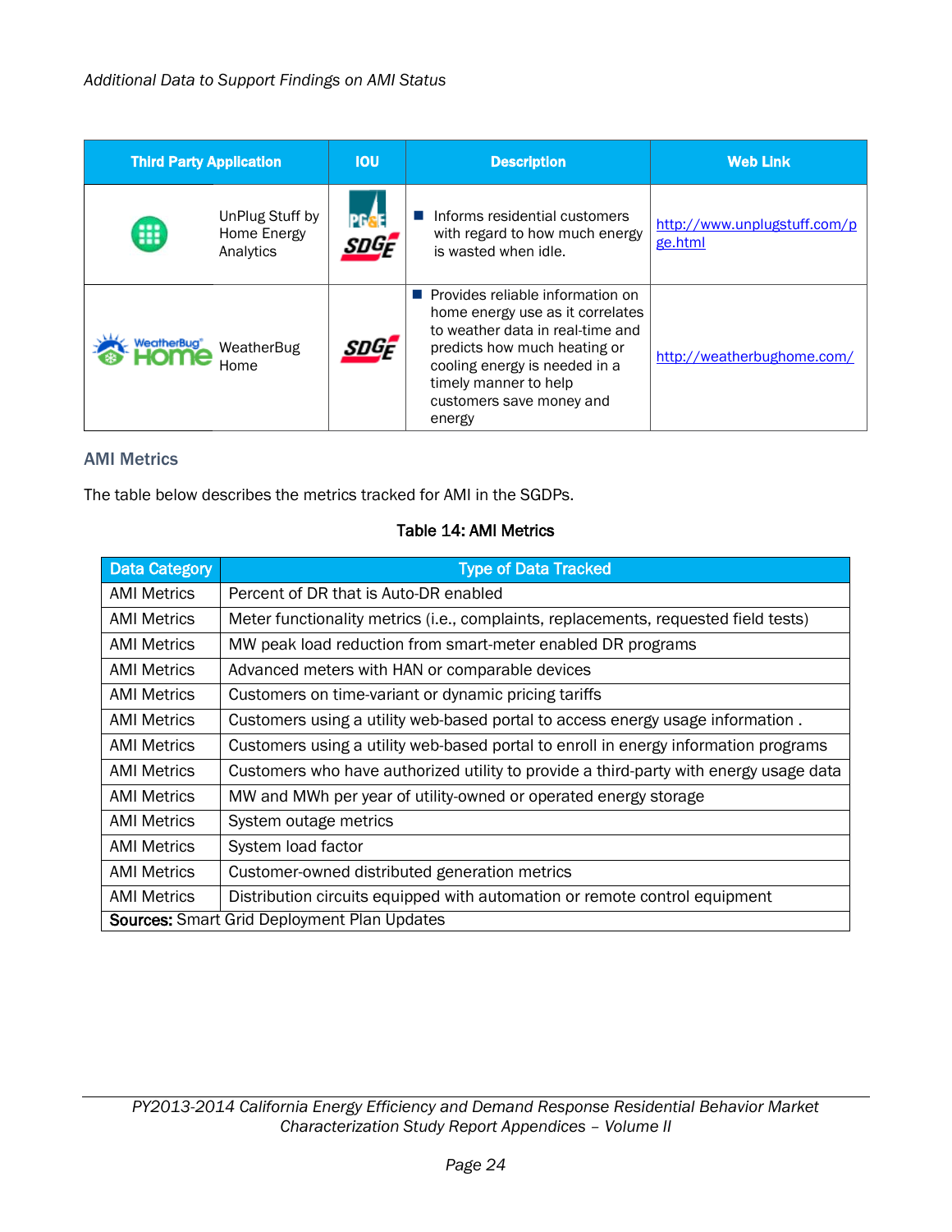*Additional Data to Support Findings on AMI Status*

| Third Party Application | IOU | Description | Web Link |
|---|---|---|---|
| UnPlug Stuff by Home Energy Analytics | PG&E, SDGE | ■ Informs residential customers with regard to how much energy is wasted when idle. | http://www.unplugstuff.com/pge.html |
| WeatherBug Home | SDGE | ■ Provides reliable information on home energy use as it correlates to weather data in real-time and predicts how much heating or cooling energy is needed in a timely manner to help customers save money and energy | http://weatherbughome.com/ |

### AMI Metrics

The table below describes the metrics tracked for AMI in the SGDPs.

**Table 14: AMI Metrics**

| Data Category | Type of Data Tracked |
|---|---|
| AMI Metrics | Percent of DR that is Auto-DR enabled |
| AMI Metrics | Meter functionality metrics (i.e., complaints, replacements, requested field tests) |
| AMI Metrics | MW peak load reduction from smart-meter enabled DR programs |
| AMI Metrics | Advanced meters with HAN or comparable devices |
| AMI Metrics | Customers on time-variant or dynamic pricing tariffs |
| AMI Metrics | Customers using a utility web-based portal to access energy usage information . |
| AMI Metrics | Customers using a utility web-based portal to enroll in energy information programs |
| AMI Metrics | Customers who have authorized utility to provide a third-party with energy usage data |
| AMI Metrics | MW and MWh per year of utility-owned or operated energy storage |
| AMI Metrics | System outage metrics |
| AMI Metrics | System load factor |
| AMI Metrics | Customer-owned distributed generation metrics |
| AMI Metrics | Distribution circuits equipped with automation or remote control equipment |
| **Sources:** Smart Grid Deployment Plan Updates | |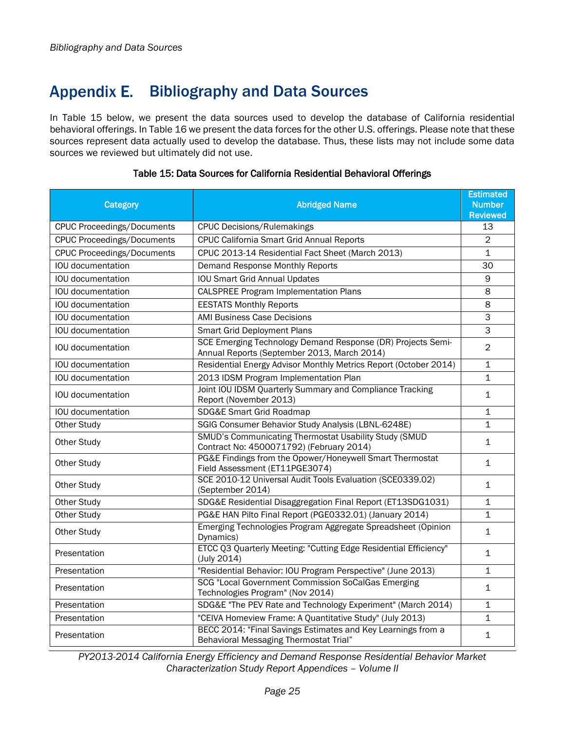# Appendix E. Bibliography and Data Sources

In Table 15 below, we present the data sources used to develop the database of California residential behavioral offerings. In Table 16 we present the data forces for the other U.S. offerings. Please note that these sources represent data actually used to develop the database. Thus, these lists may not include some data sources we reviewed but ultimately did not use.

**Table 15: Data Sources for California Residential Behavioral Offerings**

| Category | Abridged Name | Estimated Number Reviewed |
|---|---|---|
| CPUC Proceedings/Documents | CPUC Decisions/Rulemakings | 13 |
| CPUC Proceedings/Documents | CPUC California Smart Grid Annual Reports | 2 |
| CPUC Proceedings/Documents | CPUC 2013-14 Residential Fact Sheet (March 2013) | 1 |
| IOU documentation | Demand Response Monthly Reports | 30 |
| IOU documentation | IOU Smart Grid Annual Updates | 9 |
| IOU documentation | CALSPREE Program Implementation Plans | 8 |
| IOU documentation | EESTATS Monthly Reports | 8 |
| IOU documentation | AMI Business Case Decisions | 3 |
| IOU documentation | Smart Grid Deployment Plans | 3 |
| IOU documentation | SCE Emerging Technology Demand Response (DR) Projects Semi-Annual Reports (September 2013, March 2014) | 2 |
| IOU documentation | Residential Energy Advisor Monthly Metrics Report (October 2014) | 1 |
| IOU documentation | 2013 IDSM Program Implementation Plan | 1 |
| IOU documentation | Joint IOU IDSM Quarterly Summary and Compliance Tracking Report (November 2013) | 1 |
| IOU documentation | SDG&E Smart Grid Roadmap | 1 |
| Other Study | SGIG Consumer Behavior Study Analysis (LBNL-6248E) | 1 |
| Other Study | SMUD's Communicating Thermostat Usability Study (SMUD Contract No: 4500071792) (February 2014) | 1 |
| Other Study | PG&E Findings from the Opower/Honeywell Smart Thermostat Field Assessment (ET11PGE3074) | 1 |
| Other Study | SCE 2010-12 Universal Audit Tools Evaluation (SCE0339.02) (September 2014) | 1 |
| Other Study | SDG&E Residential Disaggregation Final Report (ET13SDG1031) | 1 |
| Other Study | PG&E HAN Pilto Final Report (PGE0332.01) (January 2014) | 1 |
| Other Study | Emerging Technologies Program Aggregate Spreadsheet (Opinion Dynamics) | 1 |
| Presentation | ETCC Q3 Quarterly Meeting: "Cutting Edge Residential Efficiency" (July 2014) | 1 |
| Presentation | "Residential Behavior: IOU Program Perspective" (June 2013) | 1 |
| Presentation | SCG "Local Government Commission SoCalGas Emerging Technologies Program" (Nov 2014) | 1 |
| Presentation | SDG&E "The PEV Rate and Technology Experiment" (March 2014) | 1 |
| Presentation | "CEIVA Homeview Frame: A Quantitative Study" (July 2013) | 1 |
| Presentation | BECC 2014: "Final Savings Estimates and Key Learnings from a Behavioral Messaging Thermostat Trial" | 1 |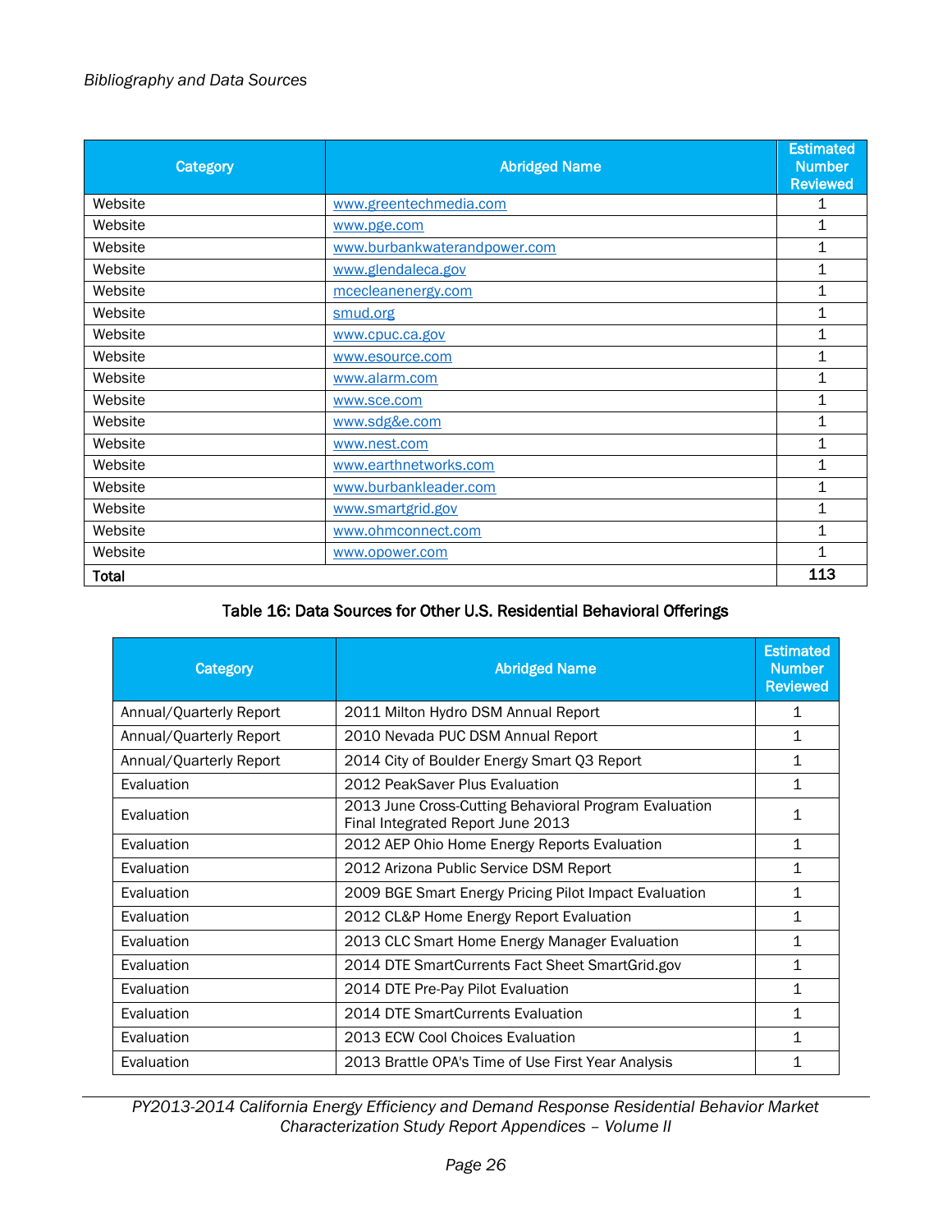| Category | Abridged Name | Estimated Number Reviewed |
|---|---|---|
| Website | www.greentechmedia.com | 1 |
| Website | www.pge.com | 1 |
| Website | www.burbankwaterandpower.com | 1 |
| Website | www.glendaleca.gov | 1 |
| Website | mcecleanenergy.com | 1 |
| Website | smud.org | 1 |
| Website | www.cpuc.ca.gov | 1 |
| Website | www.esource.com | 1 |
| Website | www.alarm.com | 1 |
| Website | www.sce.com | 1 |
| Website | www.sdg&e.com | 1 |
| Website | www.nest.com | 1 |
| Website | www.earthnetworks.com | 1 |
| Website | www.burbankleader.com | 1 |
| Website | www.smartgrid.gov | 1 |
| Website | www.ohmconnect.com | 1 |
| Website | www.opower.com | 1 |
| **Total** | | **113** |

**Table 16: Data Sources for Other U.S. Residential Behavioral Offerings**

| Category | Abridged Name | Estimated Number Reviewed |
|---|---|---|
| Annual/Quarterly Report | 2011 Milton Hydro DSM Annual Report | 1 |
| Annual/Quarterly Report | 2010 Nevada PUC DSM Annual Report | 1 |
| Annual/Quarterly Report | 2014 City of Boulder Energy Smart Q3 Report | 1 |
| Evaluation | 2012 PeakSaver Plus Evaluation | 1 |
| Evaluation | 2013 June Cross-Cutting Behavioral Program Evaluation Final Integrated Report June 2013 | 1 |
| Evaluation | 2012 AEP Ohio Home Energy Reports Evaluation | 1 |
| Evaluation | 2012 Arizona Public Service DSM Report | 1 |
| Evaluation | 2009 BGE Smart Energy Pricing Pilot Impact Evaluation | 1 |
| Evaluation | 2012 CL&P Home Energy Report Evaluation | 1 |
| Evaluation | 2013 CLC Smart Home Energy Manager Evaluation | 1 |
| Evaluation | 2014 DTE SmartCurrents Fact Sheet SmartGrid.gov | 1 |
| Evaluation | 2014 DTE Pre-Pay Pilot Evaluation | 1 |
| Evaluation | 2014 DTE SmartCurrents Evaluation | 1 |
| Evaluation | 2013 ECW Cool Choices Evaluation | 1 |
| Evaluation | 2013 Brattle OPA's Time of Use First Year Analysis | 1 |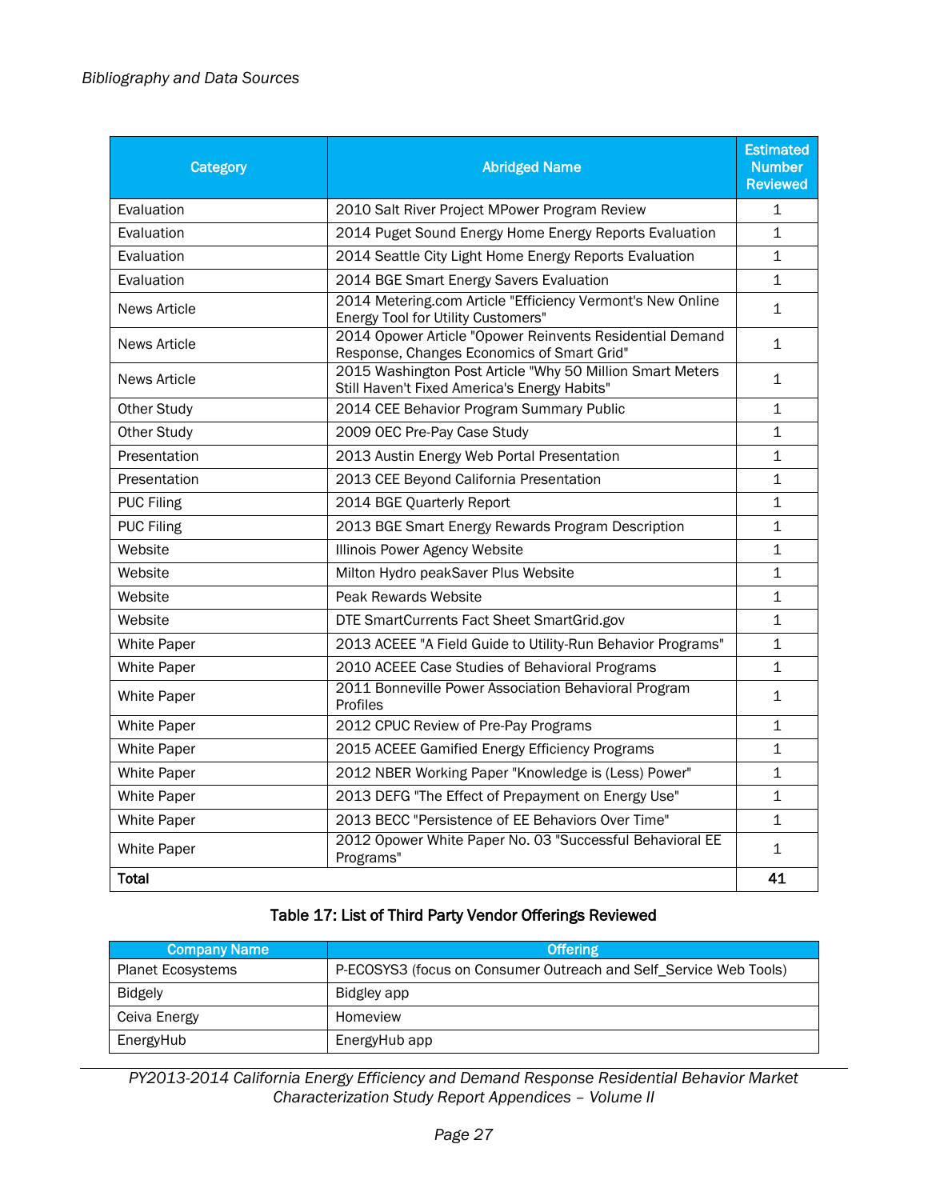| Category | Abridged Name | Estimated Number Reviewed |
|---|---|---|
| Evaluation | 2010 Salt River Project MPower Program Review | 1 |
| Evaluation | 2014 Puget Sound Energy Home Energy Reports Evaluation | 1 |
| Evaluation | 2014 Seattle City Light Home Energy Reports Evaluation | 1 |
| Evaluation | 2014 BGE Smart Energy Savers Evaluation | 1 |
| News Article | 2014 Metering.com Article "Efficiency Vermont's New Online Energy Tool for Utility Customers" | 1 |
| News Article | 2014 Opower Article "Opower Reinvents Residential Demand Response, Changes Economics of Smart Grid" | 1 |
| News Article | 2015 Washington Post Article "Why 50 Million Smart Meters Still Haven't Fixed America's Energy Habits" | 1 |
| Other Study | 2014 CEE Behavior Program Summary Public | 1 |
| Other Study | 2009 OEC Pre-Pay Case Study | 1 |
| Presentation | 2013 Austin Energy Web Portal Presentation | 1 |
| Presentation | 2013 CEE Beyond California Presentation | 1 |
| PUC Filing | 2014 BGE Quarterly Report | 1 |
| PUC Filing | 2013 BGE Smart Energy Rewards Program Description | 1 |
| Website | Illinois Power Agency Website | 1 |
| Website | Milton Hydro peakSaver Plus Website | 1 |
| Website | Peak Rewards Website | 1 |
| Website | DTE SmartCurrents Fact Sheet SmartGrid.gov | 1 |
| White Paper | 2013 ACEEE "A Field Guide to Utility-Run Behavior Programs" | 1 |
| White Paper | 2010 ACEEE Case Studies of Behavioral Programs | 1 |
| White Paper | 2011 Bonneville Power Association Behavioral Program Profiles | 1 |
| White Paper | 2012 CPUC Review of Pre-Pay Programs | 1 |
| White Paper | 2015 ACEEE Gamified Energy Efficiency Programs | 1 |
| White Paper | 2012 NBER Working Paper "Knowledge is (Less) Power" | 1 |
| White Paper | 2013 DEFG "The Effect of Prepayment on Energy Use" | 1 |
| White Paper | 2013 BECC "Persistence of EE Behaviors Over Time" | 1 |
| White Paper | 2012 Opower White Paper No. 03 "Successful Behavioral EE Programs" | 1 |
| **Total** | | **41** |

**Table 17: List of Third Party Vendor Offerings Reviewed**

| Company Name | Offering |
|---|---|
| Planet Ecosystems | P-ECOSYS3 (focus on Consumer Outreach and Self_Service Web Tools) |
| Bidgely | Bidgley app |
| Ceiva Energy | Homeview |
| EnergyHub | EnergyHub app |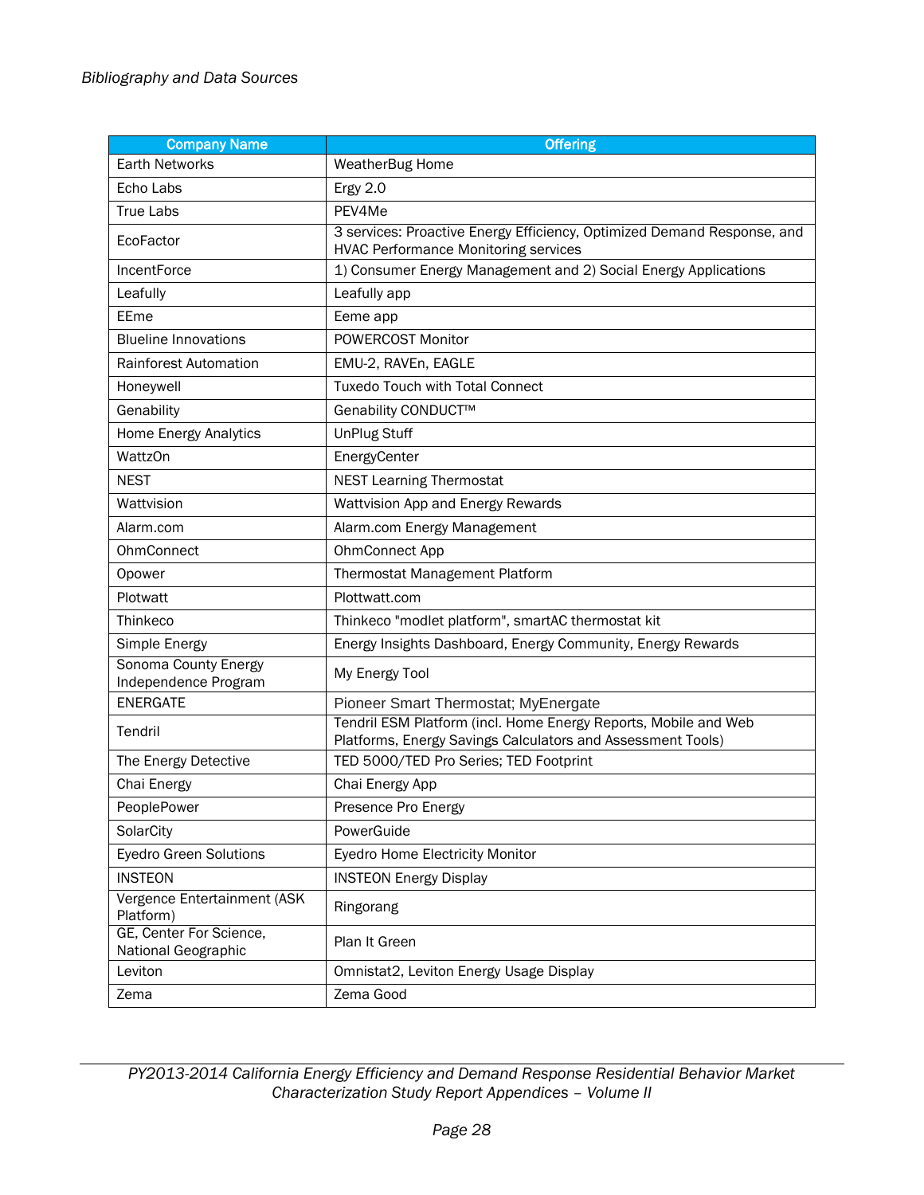| Company Name | Offering |
|---|---|
| Earth Networks | WeatherBug Home |
| Echo Labs | Ergy 2.0 |
| True Labs | PEV4Me |
| EcoFactor | 3 services: Proactive Energy Efficiency, Optimized Demand Response, and HVAC Performance Monitoring services |
| IncentForce | 1) Consumer Energy Management and 2) Social Energy Applications |
| Leafully | Leafully app |
| EEme | Eeme app |
| Blueline Innovations | POWERCOST Monitor |
| Rainforest Automation | EMU-2, RAVEn, EAGLE |
| Honeywell | Tuxedo Touch with Total Connect |
| Genability | Genability CONDUCT™ |
| Home Energy Analytics | UnPlug Stuff |
| WattzOn | EnergyCenter |
| NEST | NEST Learning Thermostat |
| Wattvision | Wattvision App and Energy Rewards |
| Alarm.com | Alarm.com Energy Management |
| OhmConnect | OhmConnect App |
| Opower | Thermostat Management Platform |
| Plotwatt | Plottwatt.com |
| Thinkeco | Thinkeco "modlet platform", smartAC thermostat kit |
| Simple Energy | Energy Insights Dashboard, Energy Community, Energy Rewards |
| Sonoma County Energy Independence Program | My Energy Tool |
| ENERGATE | Pioneer Smart Thermostat; MyEnergate |
| Tendril | Tendril ESM Platform (incl. Home Energy Reports, Mobile and Web Platforms, Energy Savings Calculators and Assessment Tools) |
| The Energy Detective | TED 5000/TED Pro Series; TED Footprint |
| Chai Energy | Chai Energy App |
| PeoplePower | Presence Pro Energy |
| SolarCity | PowerGuide |
| Eyedro Green Solutions | Eyedro Home Electricity Monitor |
| INSTEON | INSTEON Energy Display |
| Vergence Entertainment (ASK Platform) | Ringorang |
| GE, Center For Science, National Geographic | Plan It Green |
| Leviton | Omnistat2, Leviton Energy Usage Display |
| Zema | Zema Good |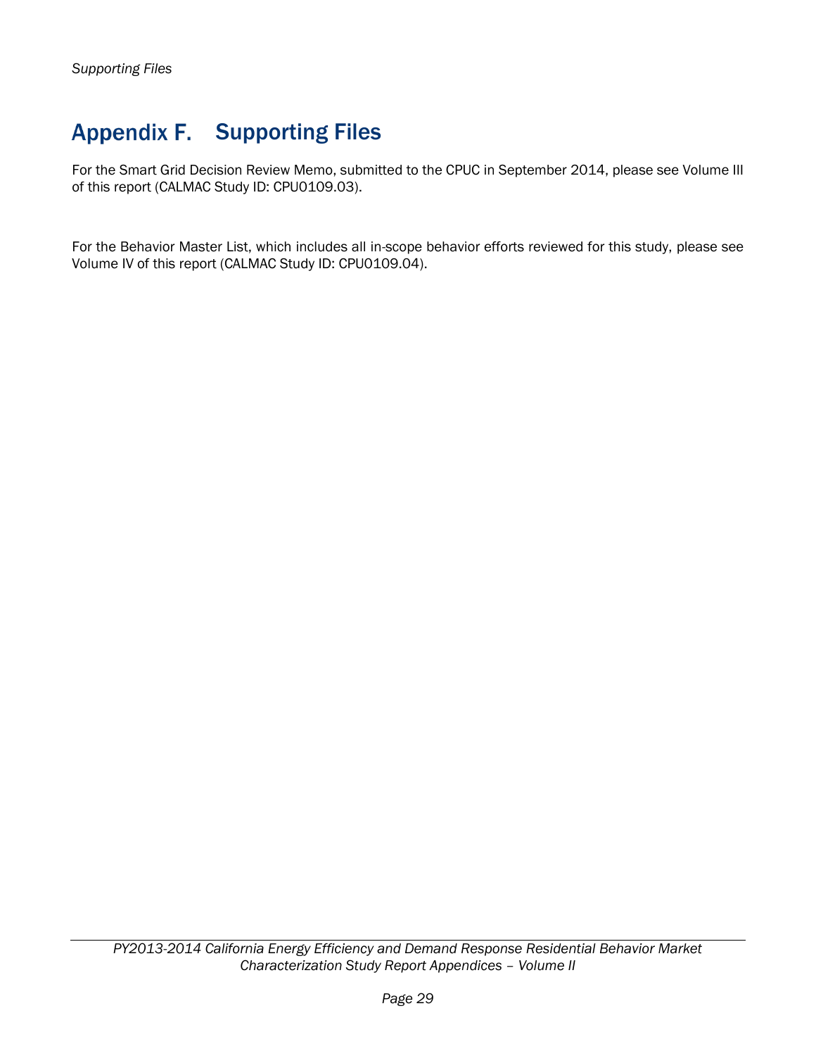# Appendix F. Supporting Files

For the Smart Grid Decision Review Memo, submitted to the CPUC in September 2014, please see Volume III of this report (CALMAC Study ID: CPU0109.03).

For the Behavior Master List, which includes all in-scope behavior efforts reviewed for this study, please see Volume IV of this report (CALMAC Study ID: CPU0109.04).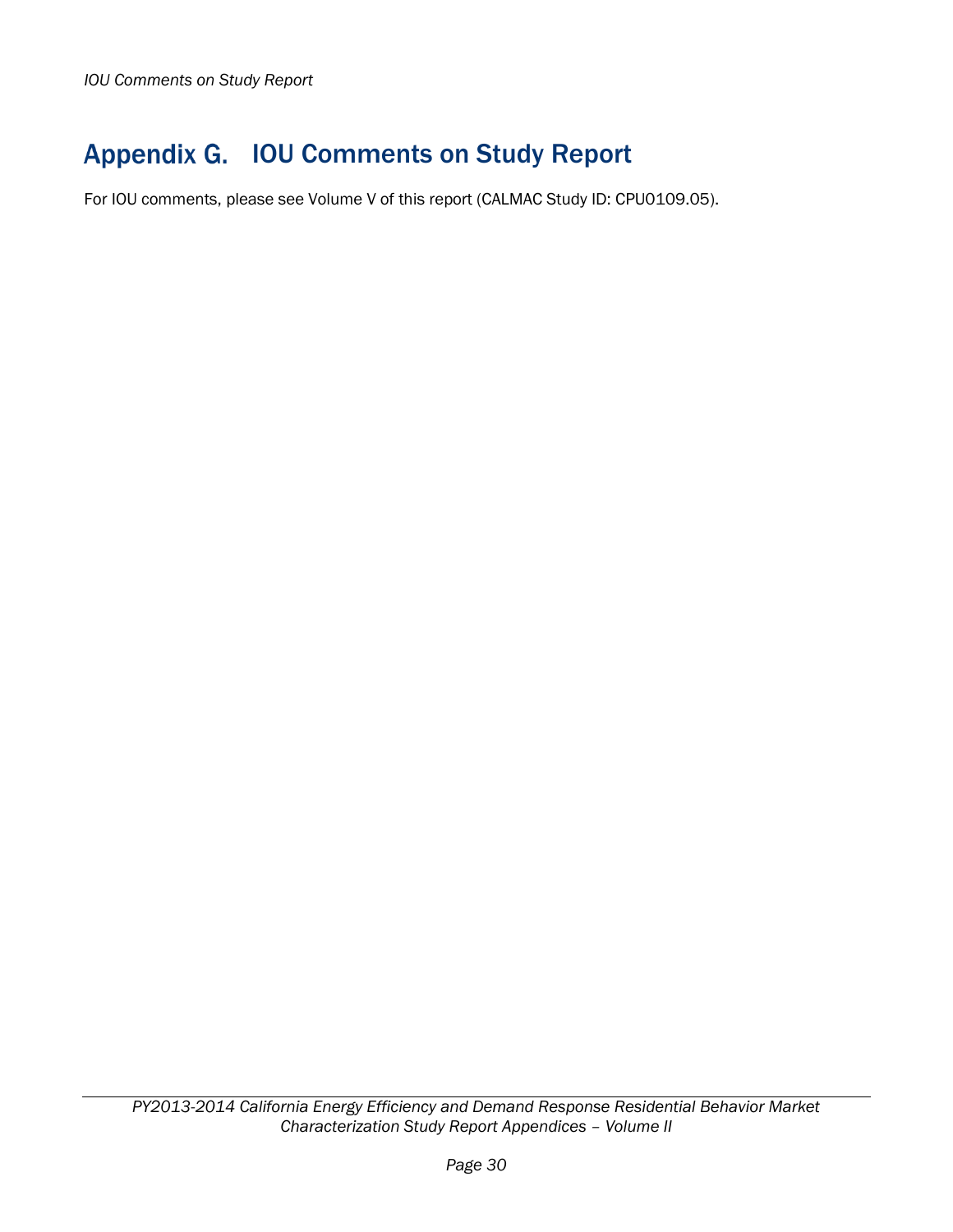# Appendix G. IOU Comments on Study Report

For IOU comments, please see Volume V of this report (CALMAC Study ID: CPU0109.05).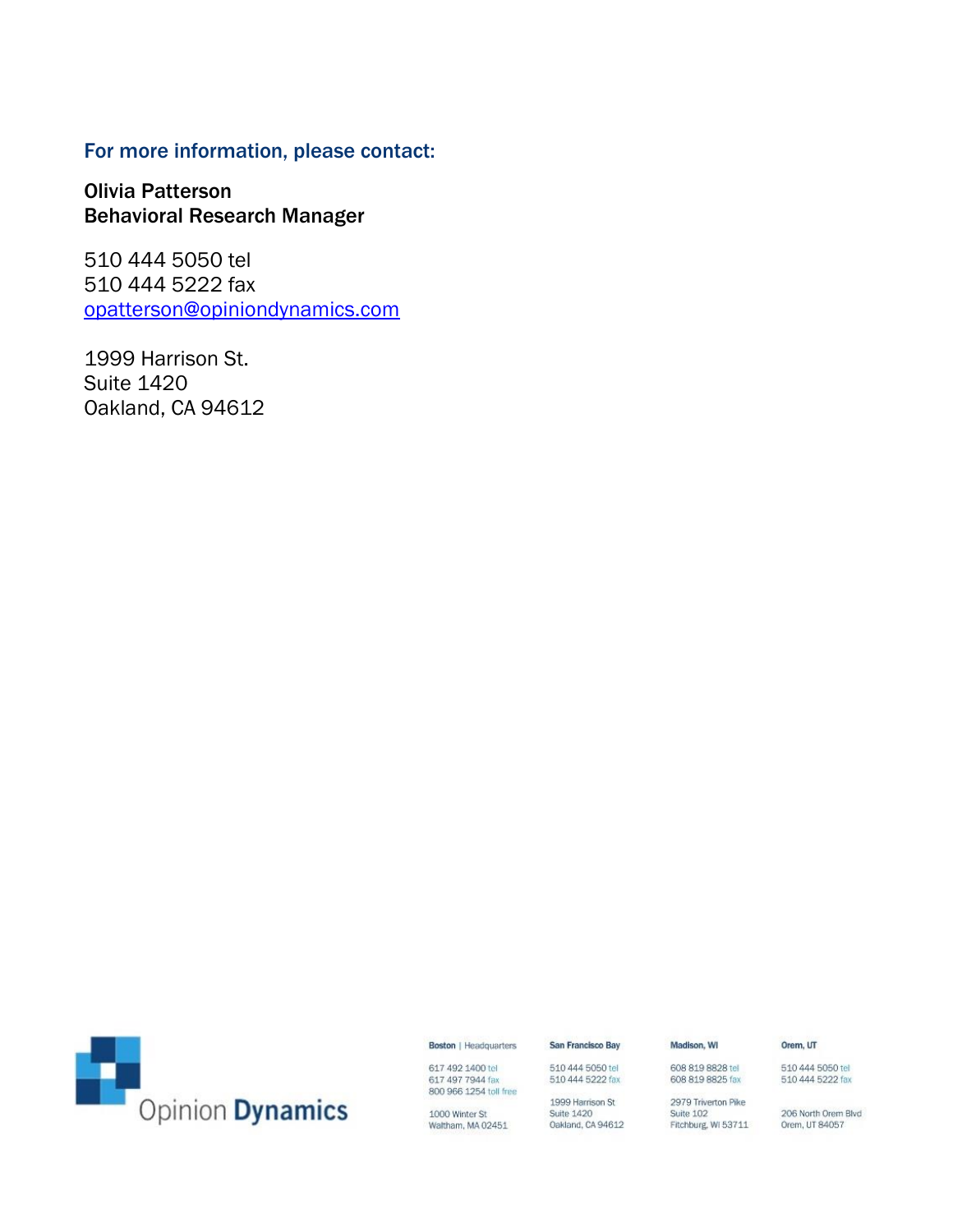For more information, please contact:

**Olivia Patterson**
**Behavioral Research Manager**

510 444 5050 tel
510 444 5222 fax
opatterson@opiniondynamics.com

1999 Harrison St.
Suite 1420
Oakland, CA 94612

Opinion **Dynamics**

**Boston** | Headquarters

617 492 1400 tel
617 497 7944 fax
800 966 1254 toll free

1000 Winter St
Waltham, MA 02451

**San Francisco Bay**

510 444 5050 tel
510 444 5222 fax

1999 Harrison St
Suite 1420
Oakland, CA 94612

**Madison, WI**

608 819 8828 tel
608 819 8825 fax

2979 Triverton Pike
Suite 102
Fitchburg, WI 53711

**Orem, UT**

510 444 5050 tel
510 444 5222 fax

206 North Orem Blvd
Orem, UT 84057